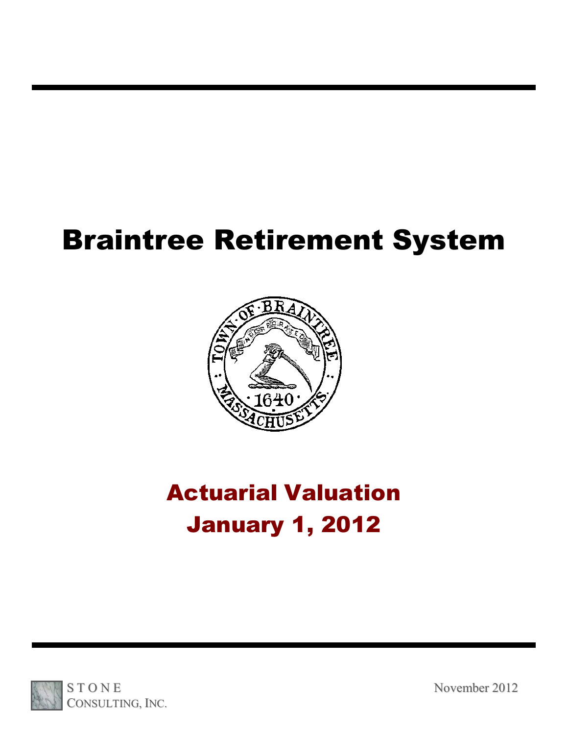# Braintree Retirement System

## Actuarial Valuation
## January 1, 2012

STONE CONSULTING, INC.

November 2012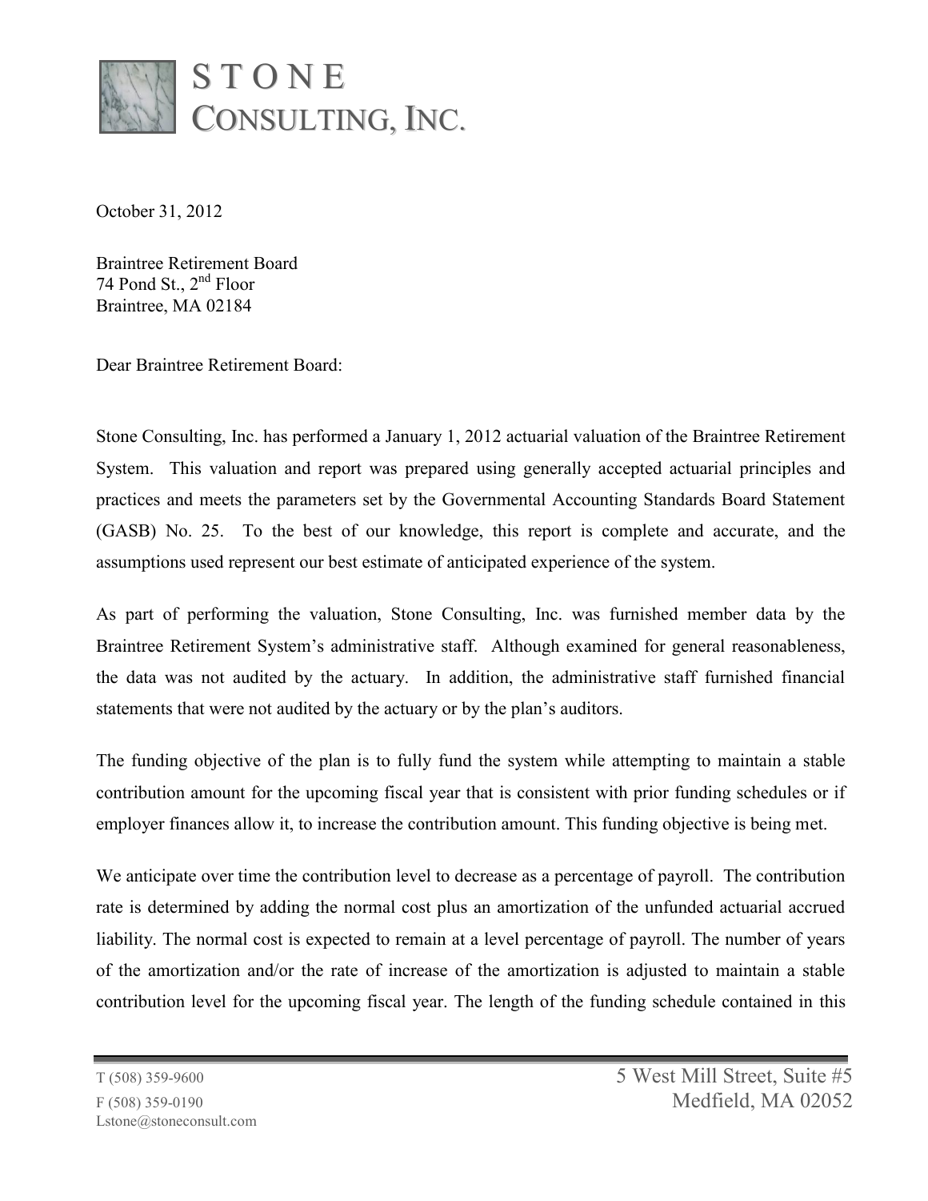# STONE CONSULTING, INC.

October 31, 2012

Braintree Retirement Board
74 Pond St., 2nd Floor
Braintree, MA 02184

Dear Braintree Retirement Board:

Stone Consulting, Inc. has performed a January 1, 2012 actuarial valuation of the Braintree Retirement System. This valuation and report was prepared using generally accepted actuarial principles and practices and meets the parameters set by the Governmental Accounting Standards Board Statement (GASB) No. 25. To the best of our knowledge, this report is complete and accurate, and the assumptions used represent our best estimate of anticipated experience of the system.

As part of performing the valuation, Stone Consulting, Inc. was furnished member data by the Braintree Retirement System's administrative staff. Although examined for general reasonableness, the data was not audited by the actuary. In addition, the administrative staff furnished financial statements that were not audited by the actuary or by the plan's auditors.

The funding objective of the plan is to fully fund the system while attempting to maintain a stable contribution amount for the upcoming fiscal year that is consistent with prior funding schedules or if employer finances allow it, to increase the contribution amount. This funding objective is being met.

We anticipate over time the contribution level to decrease as a percentage of payroll. The contribution rate is determined by adding the normal cost plus an amortization of the unfunded actuarial accrued liability. The normal cost is expected to remain at a level percentage of payroll. The number of years of the amortization and/or the rate of increase of the amortization is adjusted to maintain a stable contribution level for the upcoming fiscal year. The length of the funding schedule contained in this

T (508) 359-9600
F (508) 359-0190
Lstone@stoneconsult.com

5 West Mill Street, Suite #5
Medfield, MA 02052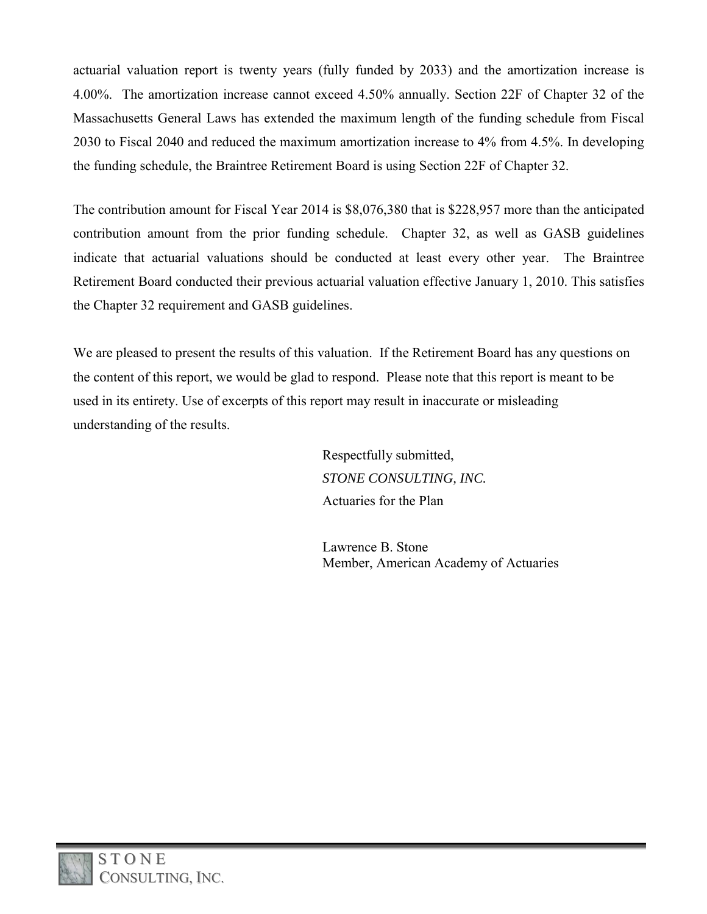actuarial valuation report is twenty years (fully funded by 2033) and the amortization increase is 4.00%. The amortization increase cannot exceed 4.50% annually. Section 22F of Chapter 32 of the Massachusetts General Laws has extended the maximum length of the funding schedule from Fiscal 2030 to Fiscal 2040 and reduced the maximum amortization increase to 4% from 4.5%. In developing the funding schedule, the Braintree Retirement Board is using Section 22F of Chapter 32.

The contribution amount for Fiscal Year 2014 is $8,076,380 that is $228,957 more than the anticipated contribution amount from the prior funding schedule. Chapter 32, as well as GASB guidelines indicate that actuarial valuations should be conducted at least every other year. The Braintree Retirement Board conducted their previous actuarial valuation effective January 1, 2010. This satisfies the Chapter 32 requirement and GASB guidelines.

We are pleased to present the results of this valuation. If the Retirement Board has any questions on the content of this report, we would be glad to respond. Please note that this report is meant to be used in its entirety. Use of excerpts of this report may result in inaccurate or misleading understanding of the results.

Respectfully submitted,
*STONE CONSULTING, INC.*
Actuaries for the Plan

Lawrence B. Stone
Member, American Academy of Actuaries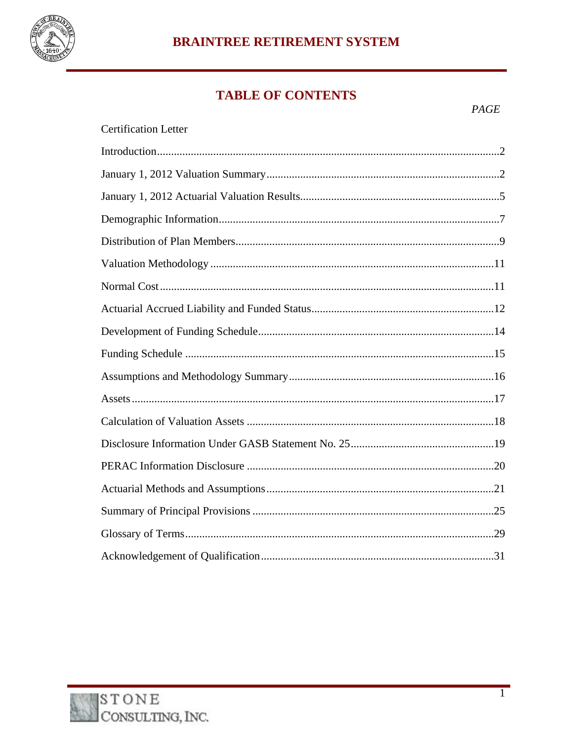## TABLE OF CONTENTS

| | PAGE |
|---|---|
| Certification Letter | |
| Introduction | 2 |
| January 1, 2012 Valuation Summary | 2 |
| January 1, 2012 Actuarial Valuation Results | 5 |
| Demographic Information | 7 |
| Distribution of Plan Members | 9 |
| Valuation Methodology | 11 |
| Normal Cost | 11 |
| Actuarial Accrued Liability and Funded Status | 12 |
| Development of Funding Schedule | 14 |
| Funding Schedule | 15 |
| Assumptions and Methodology Summary | 16 |
| Assets | 17 |
| Calculation of Valuation Assets | 18 |
| Disclosure Information Under GASB Statement No. 25 | 19 |
| PERAC Information Disclosure | 20 |
| Actuarial Methods and Assumptions | 21 |
| Summary of Principal Provisions | 25 |
| Glossary of Terms | 29 |
| Acknowledgement of Qualification | 31 |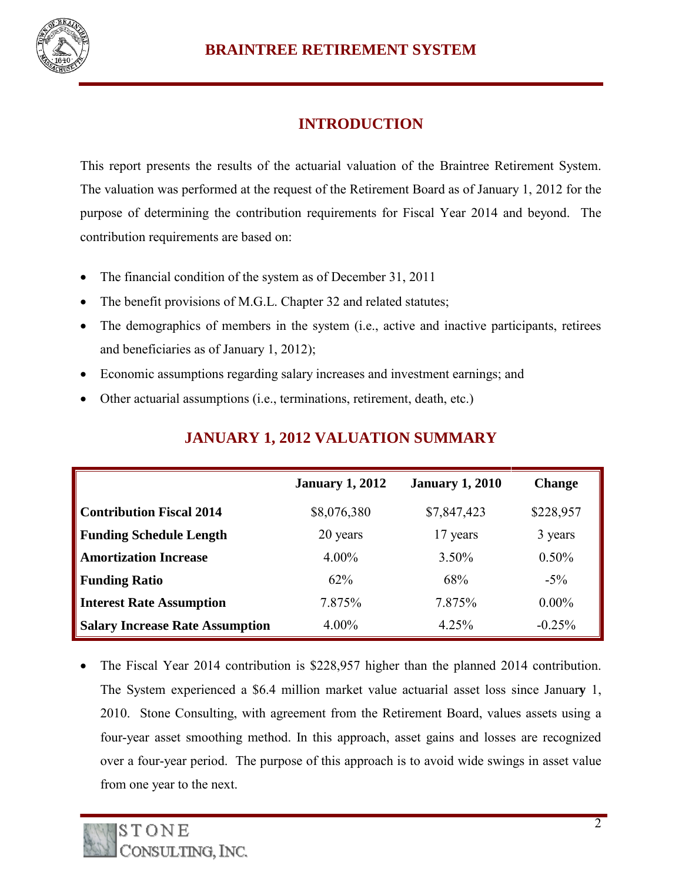## INTRODUCTION

This report presents the results of the actuarial valuation of the Braintree Retirement System. The valuation was performed at the request of the Retirement Board as of January 1, 2012 for the purpose of determining the contribution requirements for Fiscal Year 2014 and beyond. The contribution requirements are based on:

- The financial condition of the system as of December 31, 2011
- The benefit provisions of M.G.L. Chapter 32 and related statutes;
- The demographics of members in the system (i.e., active and inactive participants, retirees and beneficiaries as of January 1, 2012);
- Economic assumptions regarding salary increases and investment earnings; and
- Other actuarial assumptions (i.e., terminations, retirement, death, etc.)

## JANUARY 1, 2012 VALUATION SUMMARY

| | January 1, 2012 | January 1, 2010 | Change |
|---|---|---|---|
| **Contribution Fiscal 2014** | $8,076,380 | $7,847,423 | $228,957 |
| **Funding Schedule Length** | 20 years | 17 years | 3 years |
| **Amortization Increase** | 4.00% | 3.50% | 0.50% |
| **Funding Ratio** | 62% | 68% | -5% |
| **Interest Rate Assumption** | 7.875% | 7.875% | 0.00% |
| **Salary Increase Rate Assumption** | 4.00% | 4.25% | -0.25% |

- The Fiscal Year 2014 contribution is $228,957 higher than the planned 2014 contribution. The System experienced a $6.4 million market value actuarial asset loss since January 1, 2010. Stone Consulting, with agreement from the Retirement Board, values assets using a four-year asset smoothing method. In this approach, asset gains and losses are recognized over a four-year period. The purpose of this approach is to avoid wide swings in asset value from one year to the next.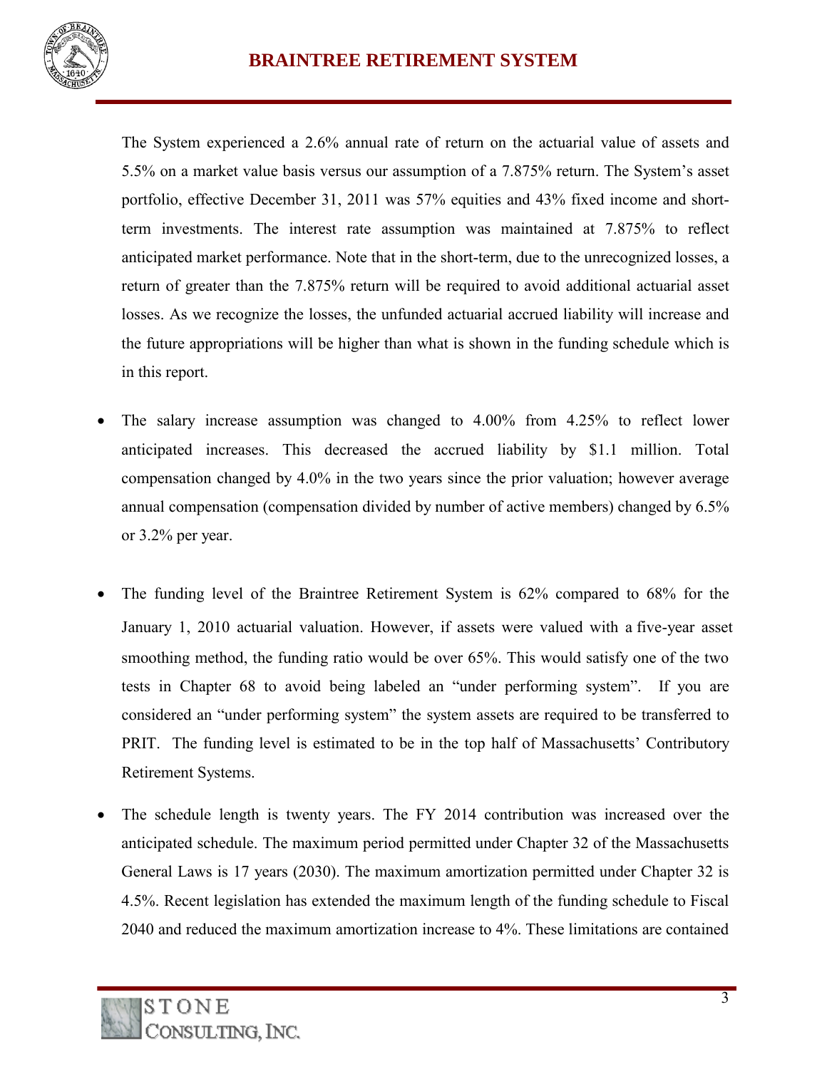The System experienced a 2.6% annual rate of return on the actuarial value of assets and 5.5% on a market value basis versus our assumption of a 7.875% return. The System's asset portfolio, effective December 31, 2011 was 57% equities and 43% fixed income and short-term investments. The interest rate assumption was maintained at 7.875% to reflect anticipated market performance. Note that in the short-term, due to the unrecognized losses, a return of greater than the 7.875% return will be required to avoid additional actuarial asset losses. As we recognize the losses, the unfunded actuarial accrued liability will increase and the future appropriations will be higher than what is shown in the funding schedule which is in this report.

- The salary increase assumption was changed to 4.00% from 4.25% to reflect lower anticipated increases. This decreased the accrued liability by $1.1 million. Total compensation changed by 4.0% in the two years since the prior valuation; however average annual compensation (compensation divided by number of active members) changed by 6.5% or 3.2% per year.

- The funding level of the Braintree Retirement System is 62% compared to 68% for the January 1, 2010 actuarial valuation. However, if assets were valued with a five-year asset smoothing method, the funding ratio would be over 65%. This would satisfy one of the two tests in Chapter 68 to avoid being labeled an "under performing system". If you are considered an "under performing system" the system assets are required to be transferred to PRIT. The funding level is estimated to be in the top half of Massachusetts' Contributory Retirement Systems.

- The schedule length is twenty years. The FY 2014 contribution was increased over the anticipated schedule. The maximum period permitted under Chapter 32 of the Massachusetts General Laws is 17 years (2030). The maximum amortization permitted under Chapter 32 is 4.5%. Recent legislation has extended the maximum length of the funding schedule to Fiscal 2040 and reduced the maximum amortization increase to 4%. These limitations are contained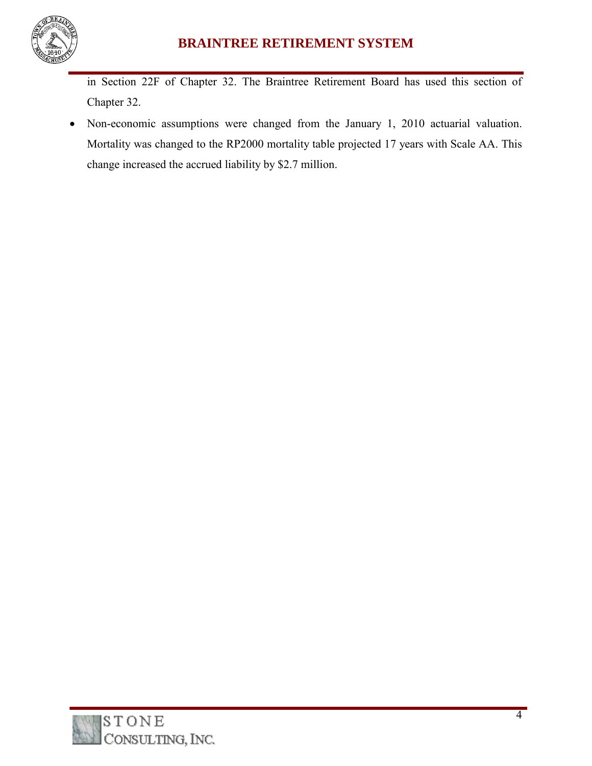in Section 22F of Chapter 32. The Braintree Retirement Board has used this section of Chapter 32.

- Non-economic assumptions were changed from the January 1, 2010 actuarial valuation. Mortality was changed to the RP2000 mortality table projected 17 years with Scale AA. This change increased the accrued liability by $2.7 million.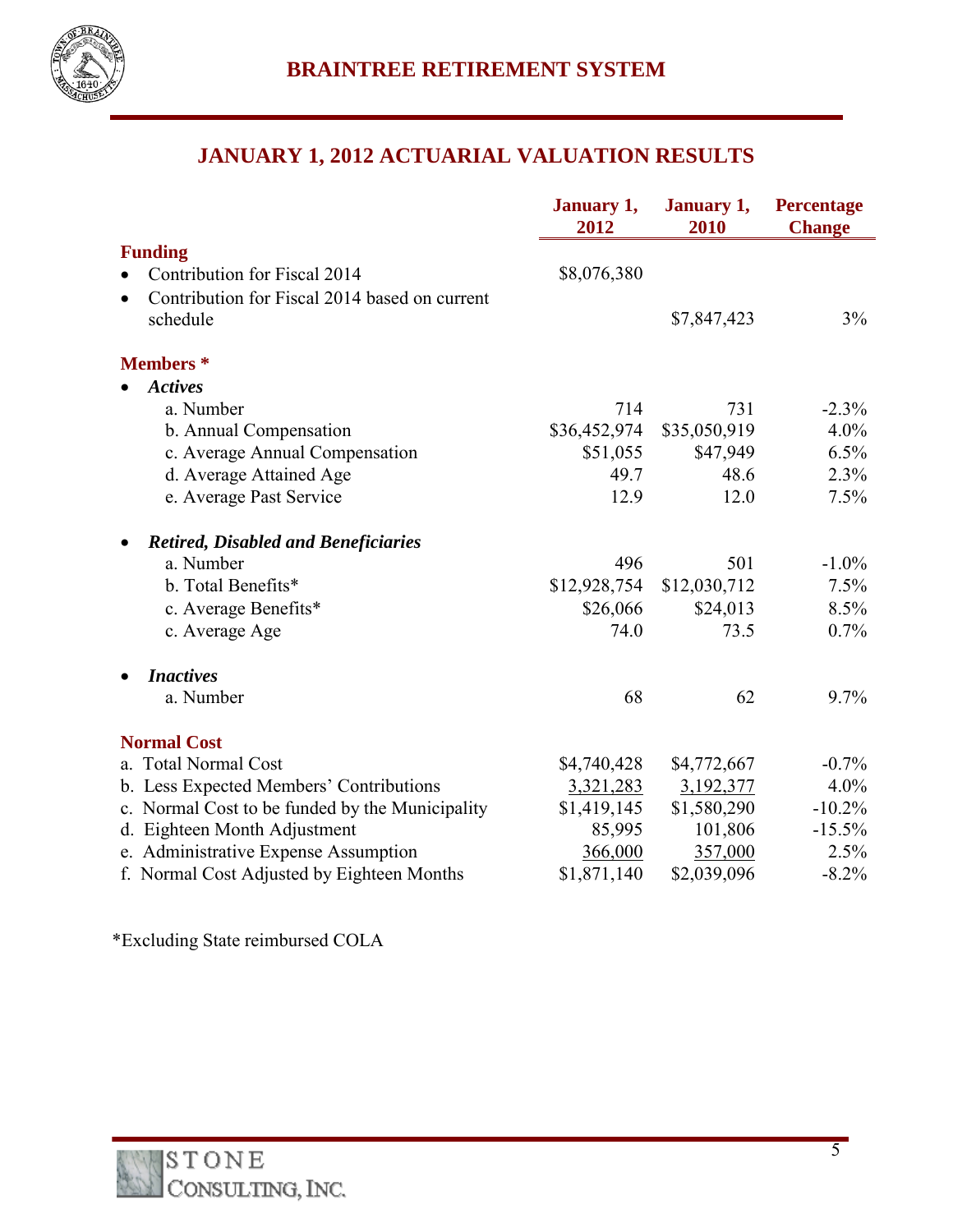# BRAINTREE RETIREMENT SYSTEM

## JANUARY 1, 2012 ACTUARIAL VALUATION RESULTS

| | January 1, 2012 | January 1, 2010 | Percentage Change |
|---|---|---|---|
| **Funding** | | | |
| • Contribution for Fiscal 2014 | $8,076,380 | | |
| • Contribution for Fiscal 2014 based on current schedule | | $7,847,423 | 3% |
| **Members *** | | | |
| • ***Actives*** | | | |
| a. Number | 714 | 731 | -2.3% |
| b. Annual Compensation | $36,452,974 | $35,050,919 | 4.0% |
| c. Average Annual Compensation | $51,055 | $47,949 | 6.5% |
| d. Average Attained Age | 49.7 | 48.6 | 2.3% |
| e. Average Past Service | 12.9 | 12.0 | 7.5% |
| • ***Retired, Disabled and Beneficiaries*** | | | |
| a. Number | 496 | 501 | -1.0% |
| b. Total Benefits* | $12,928,754 | $12,030,712 | 7.5% |
| c. Average Benefits* | $26,066 | $24,013 | 8.5% |
| c. Average Age | 74.0 | 73.5 | 0.7% |
| • ***Inactives*** | | | |
| a. Number | 68 | 62 | 9.7% |
| **Normal Cost** | | | |
| a. Total Normal Cost | $4,740,428 | $4,772,667 | -0.7% |
| b. Less Expected Members' Contributions | 3,321,283 | 3,192,377 | 4.0% |
| c. Normal Cost to be funded by the Municipality | $1,419,145 | $1,580,290 | -10.2% |
| d. Eighteen Month Adjustment | 85,995 | 101,806 | -15.5% |
| e. Administrative Expense Assumption | 366,000 | 357,000 | 2.5% |
| f. Normal Cost Adjusted by Eighteen Months | $1,871,140 | $2,039,096 | -8.2% |

*Excluding State reimbursed COLA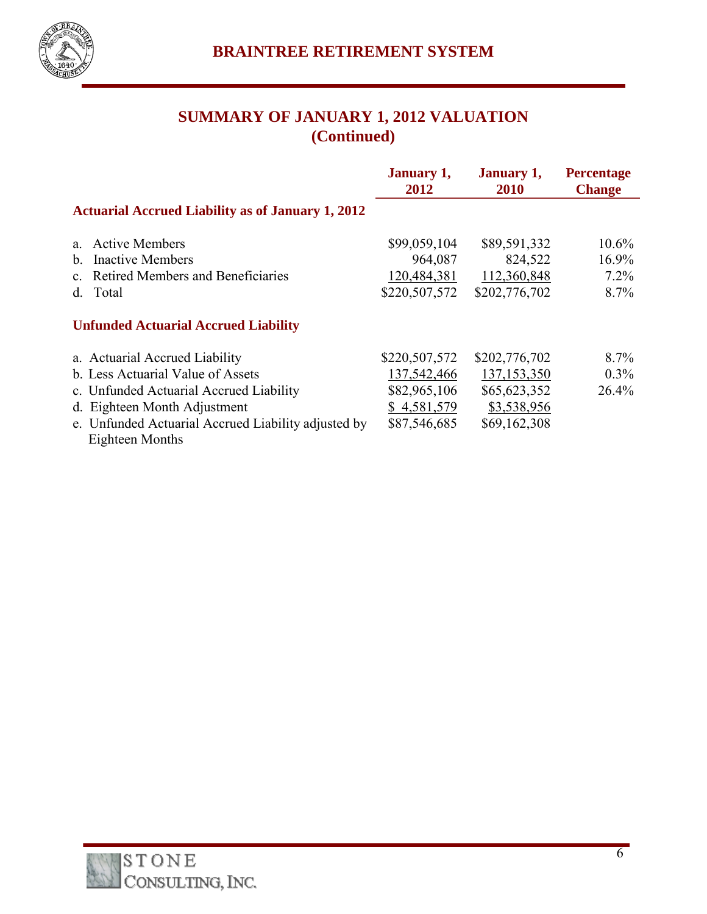# SUMMARY OF JANUARY 1, 2012 VALUATION (Continued)

| | January 1, 2012 | January 1, 2010 | Percentage Change |
|---|---|---|---|
| **Actuarial Accrued Liability as of January 1, 2012** | | | |
| a. Active Members | $99,059,104 | $89,591,332 | 10.6% |
| b. Inactive Members | 964,087 | 824,522 | 16.9% |
| c. Retired Members and Beneficiaries | 120,484,381 | 112,360,848 | 7.2% |
| d. Total | $220,507,572 | $202,776,702 | 8.7% |
| **Unfunded Actuarial Accrued Liability** | | | |
| a. Actuarial Accrued Liability | $220,507,572 | $202,776,702 | 8.7% |
| b. Less Actuarial Value of Assets | 137,542,466 | 137,153,350 | 0.3% |
| c. Unfunded Actuarial Accrued Liability | $82,965,106 | $65,623,352 | 26.4% |
| d. Eighteen Month Adjustment | $ 4,581,579 | $3,538,956 | |
| e. Unfunded Actuarial Accrued Liability adjusted by Eighteen Months | $87,546,685 | $69,162,308 | |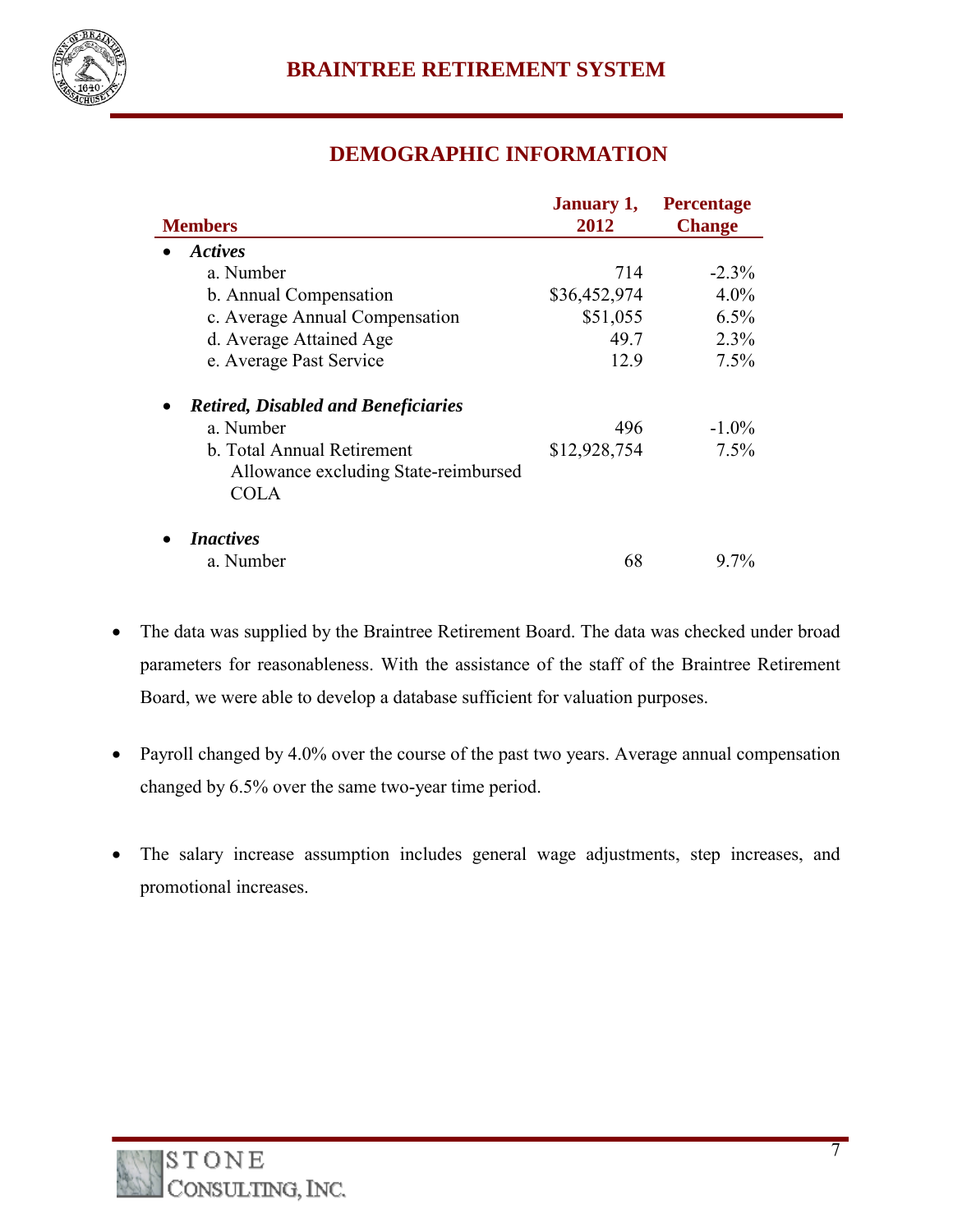## DEMOGRAPHIC INFORMATION

| Members | January 1, 2012 | Percentage Change |
|---|---|---|
| • ***Actives*** | | |
| a. Number | 714 | -2.3% |
| b. Annual Compensation | $36,452,974 | 4.0% |
| c. Average Annual Compensation | $51,055 | 6.5% |
| d. Average Attained Age | 49.7 | 2.3% |
| e. Average Past Service | 12.9 | 7.5% |
| • ***Retired, Disabled and Beneficiaries*** | | |
| a. Number | 496 | -1.0% |
| b. Total Annual Retirement Allowance excluding State-reimbursed COLA | $12,928,754 | 7.5% |
| • ***Inactives*** | | |
| a. Number | 68 | 9.7% |

- The data was supplied by the Braintree Retirement Board. The data was checked under broad parameters for reasonableness. With the assistance of the staff of the Braintree Retirement Board, we were able to develop a database sufficient for valuation purposes.

- Payroll changed by 4.0% over the course of the past two years. Average annual compensation changed by 6.5% over the same two-year time period.

- The salary increase assumption includes general wage adjustments, step increases, and promotional increases.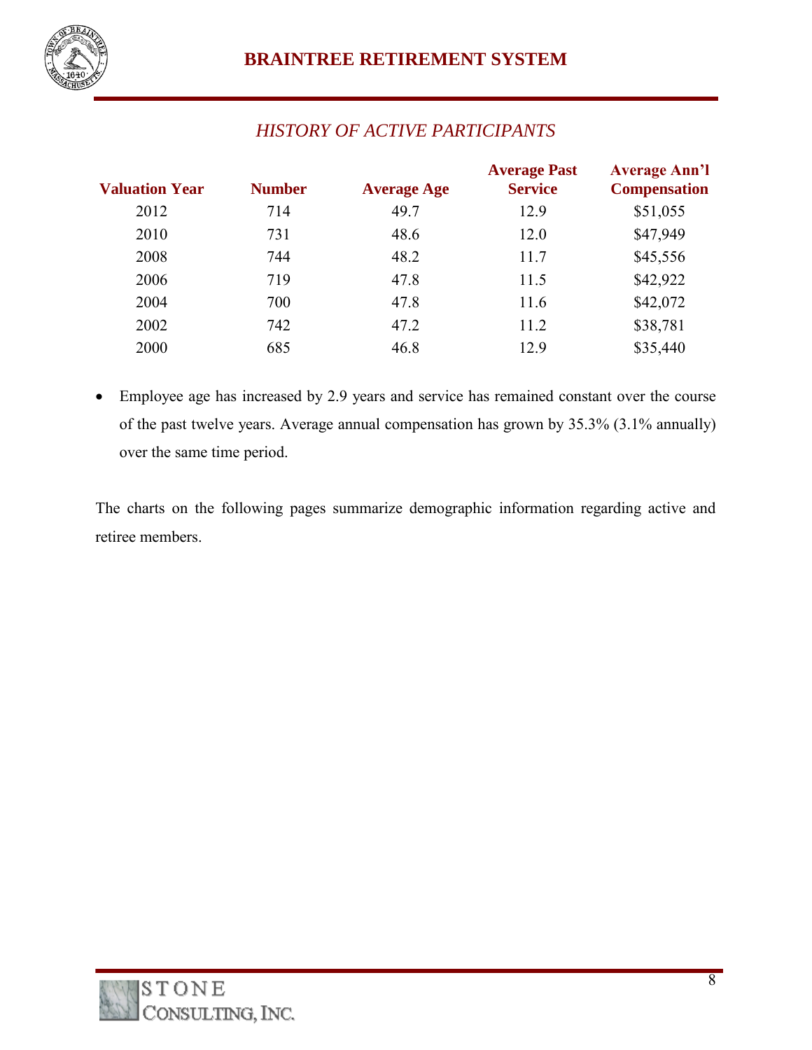## *HISTORY OF ACTIVE PARTICIPANTS*

| Valuation Year | Number | Average Age | Average Past Service | Average Ann'l Compensation |
|---|---|---|---|---|
| 2012 | 714 | 49.7 | 12.9 | $51,055 |
| 2010 | 731 | 48.6 | 12.0 | $47,949 |
| 2008 | 744 | 48.2 | 11.7 | $45,556 |
| 2006 | 719 | 47.8 | 11.5 | $42,922 |
| 2004 | 700 | 47.8 | 11.6 | $42,072 |
| 2002 | 742 | 47.2 | 11.2 | $38,781 |
| 2000 | 685 | 46.8 | 12.9 | $35,440 |

- Employee age has increased by 2.9 years and service has remained constant over the course of the past twelve years. Average annual compensation has grown by 35.3% (3.1% annually) over the same time period.

The charts on the following pages summarize demographic information regarding active and retiree members.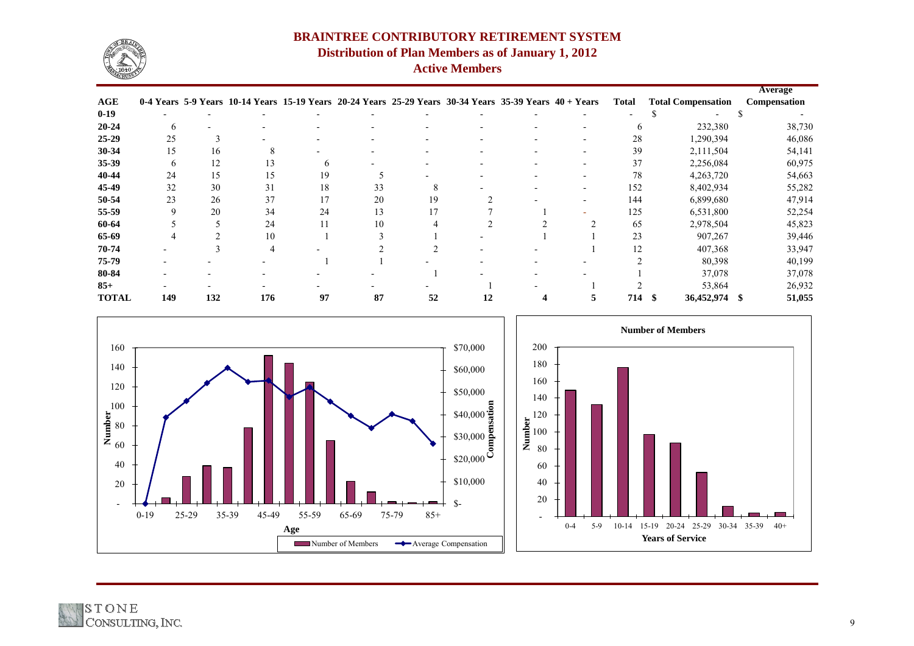# BRAINTREE CONTRIBUTORY RETIREMENT SYSTEM

## Distribution of Plan Members as of January 1, 2012

### Active Members

| AGE | 0-4 Years | 5-9 Years | 10-14 Years | 15-19 Years | 20-24 Years | 25-29 Years | 30-34 Years | 35-39 Years | 40 + Years | Total | Total Compensation | Average Compensation |
|---|---|---|---|---|---|---|---|---|---|---|---|---|
| 0-19 | - | - | - | - | - | - | - | - | - | - | $ - | $ - |
| 20-24 | 6 | - | - | - | - | - | - | - | - | 6 | 232,380 | 38,730 |
| 25-29 | 25 | 3 | - | - | - | - | - | - | - | 28 | 1,290,394 | 46,086 |
| 30-34 | 15 | 16 | 8 | - | - | - | - | - | - | 39 | 2,111,504 | 54,141 |
| 35-39 | 6 | 12 | 13 | 6 | - | - | - | - | - | 37 | 2,256,084 | 60,975 |
| 40-44 | 24 | 15 | 15 | 19 | 5 | - | - | - | - | 78 | 4,263,720 | 54,663 |
| 45-49 | 32 | 30 | 31 | 18 | 33 | 8 | - | - | - | 152 | 8,402,934 | 55,282 |
| 50-54 | 23 | 26 | 37 | 17 | 20 | 19 | 2 | - | - | 144 | 6,899,680 | 47,914 |
| 55-59 | 9 | 20 | 34 | 24 | 13 | 17 | 7 | 1 | - | 125 | 6,531,800 | 52,254 |
| 60-64 | 5 | 5 | 24 | 11 | 10 | 4 | 2 | 2 | 2 | 65 | 2,978,504 | 45,823 |
| 65-69 | 4 | 2 | 10 | 1 | 3 | 1 | - | 1 | 1 | 23 | 907,267 | 39,446 |
| 70-74 | - | 3 | 4 | - | 2 | 2 | - | - | 1 | 12 | 407,368 | 33,947 |
| 75-79 | - | - | - | 1 | 1 | - | - | - | - | 2 | 80,398 | 40,199 |
| 80-84 | - | - | - | - | - | 1 | - | - | - | 1 | 37,078 | 37,078 |
| 85+ | - | - | - | - | - | - | 1 | - | 1 | 2 | 53,864 | 26,932 |
| **TOTAL** | **149** | **132** | **176** | **97** | **87** | **52** | **12** | **4** | **5** | **714** | **$ 36,452,974** | **$ 51,055** |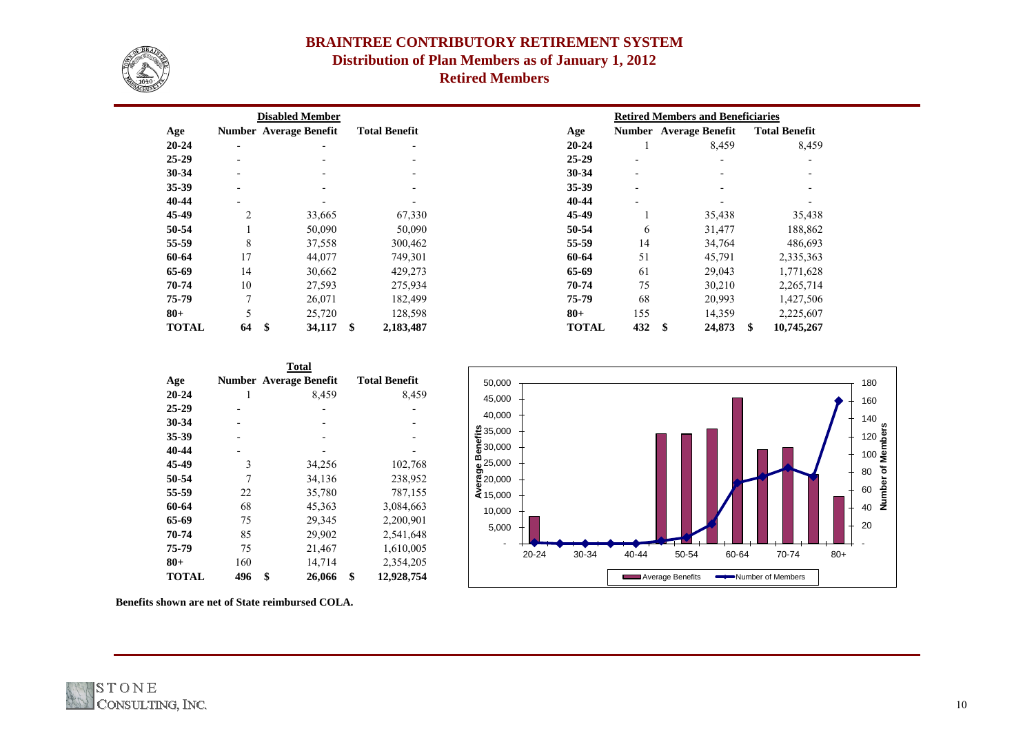# BRAINTREE CONTRIBUTORY RETIREMENT SYSTEM

## Distribution of Plan Members as of January 1, 2012

### Retired Members

**Disabled Member**

| Age | Number | Average Benefit | Total Benefit |
|---|---|---|---|
| 20-24 | - | - | - |
| 25-29 | - | - | - |
| 30-34 | - | - | - |
| 35-39 | - | - | - |
| 40-44 | - | - | - |
| 45-49 | 2 | 33,665 | 67,330 |
| 50-54 | 1 | 50,090 | 50,090 |
| 55-59 | 8 | 37,558 | 300,462 |
| 60-64 | 17 | 44,077 | 749,301 |
| 65-69 | 14 | 30,662 | 429,273 |
| 70-74 | 10 | 27,593 | 275,934 |
| 75-79 | 7 | 26,071 | 182,499 |
| 80+ | 5 | 25,720 | 128,598 |
| **TOTAL** | **64** | **$ 34,117** | **$ 2,183,487** |

**Retired Members and Beneficiaries**

| Age | Number | Average Benefit | Total Benefit |
|---|---|---|---|
| 20-24 | 1 | 8,459 | 8,459 |
| 25-29 | - | - | - |
| 30-34 | - | - | - |
| 35-39 | - | - | - |
| 40-44 | - | - | - |
| 45-49 | 1 | 35,438 | 35,438 |
| 50-54 | 6 | 31,477 | 188,862 |
| 55-59 | 14 | 34,764 | 486,693 |
| 60-64 | 51 | 45,791 | 2,335,363 |
| 65-69 | 61 | 29,043 | 1,771,628 |
| 70-74 | 75 | 30,210 | 2,265,714 |
| 75-79 | 68 | 20,993 | 1,427,506 |
| 80+ | 155 | 14,359 | 2,225,607 |
| **TOTAL** | **432** | **$ 24,873** | **$ 10,745,267** |

**Total**

| Age | Number | Average Benefit | Total Benefit |
|---|---|---|---|
| 20-24 | 1 | 8,459 | 8,459 |
| 25-29 | - | - | - |
| 30-34 | - | - | - |
| 35-39 | - | - | - |
| 40-44 | - | - | - |
| 45-49 | 3 | 34,256 | 102,768 |
| 50-54 | 7 | 34,136 | 238,952 |
| 55-59 | 22 | 35,780 | 787,155 |
| 60-64 | 68 | 45,363 | 3,084,663 |
| 65-69 | 75 | 29,345 | 2,200,901 |
| 70-74 | 85 | 29,902 | 2,541,648 |
| 75-79 | 75 | 21,467 | 1,610,005 |
| 80+ | 160 | 14,714 | 2,354,205 |
| **TOTAL** | **496** | **$ 26,066** | **$ 12,928,754** |

**Benefits shown are net of State reimbursed COLA.**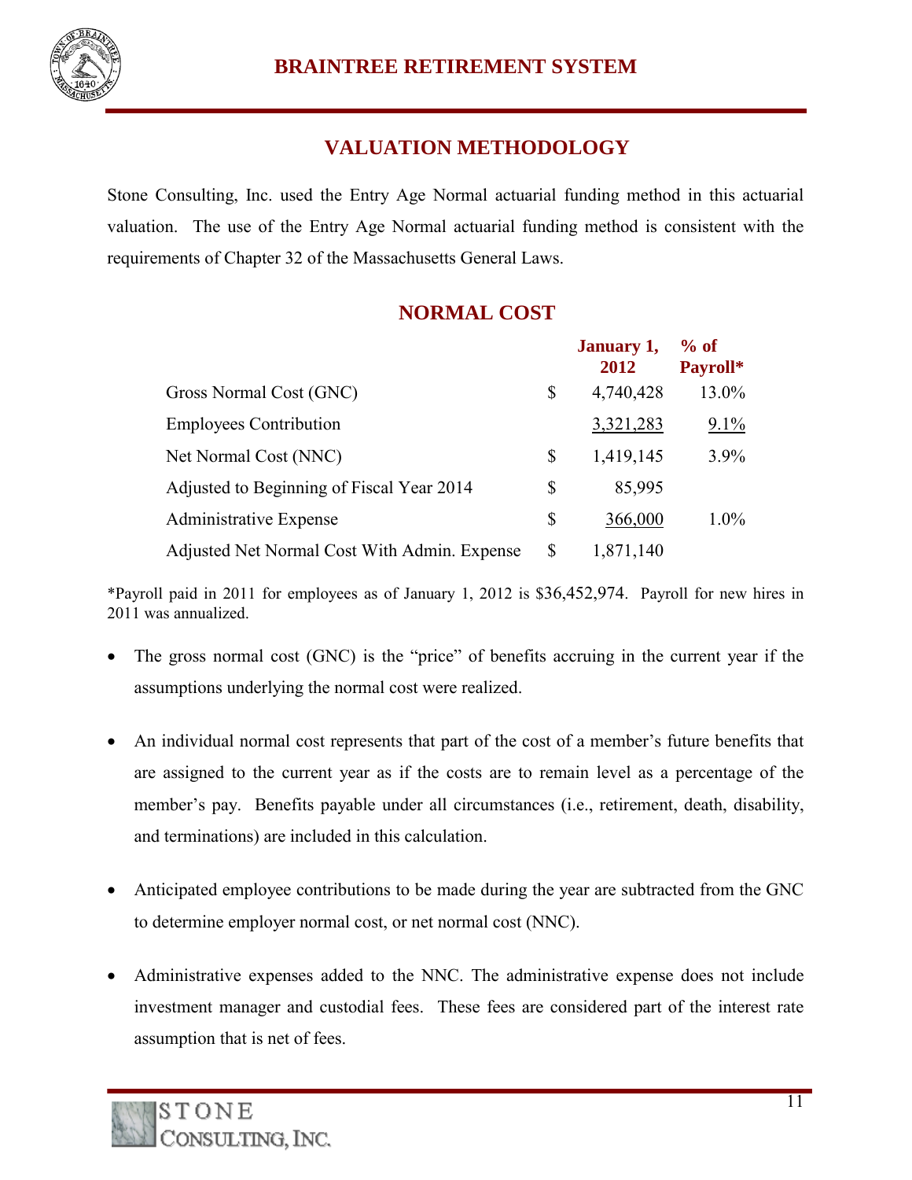## VALUATION METHODOLOGY

Stone Consulting, Inc. used the Entry Age Normal actuarial funding method in this actuarial valuation. The use of the Entry Age Normal actuarial funding method is consistent with the requirements of Chapter 32 of the Massachusetts General Laws.

## NORMAL COST

| | | January 1, 2012 | % of Payroll* |
|---|---|---|---|
| Gross Normal Cost (GNC) | $ | 4,740,428 | 13.0% |
| Employees Contribution | | 3,321,283 | 9.1% |
| Net Normal Cost (NNC) | $ | 1,419,145 | 3.9% |
| Adjusted to Beginning of Fiscal Year 2014 | $ | 85,995 | |
| Administrative Expense | $ | 366,000 | 1.0% |
| Adjusted Net Normal Cost With Admin. Expense | $ | 1,871,140 | |

*Payroll paid in 2011 for employees as of January 1, 2012 is $36,452,974. Payroll for new hires in 2011 was annualized.

- The gross normal cost (GNC) is the "price" of benefits accruing in the current year if the assumptions underlying the normal cost were realized.
- An individual normal cost represents that part of the cost of a member's future benefits that are assigned to the current year as if the costs are to remain level as a percentage of the member's pay. Benefits payable under all circumstances (i.e., retirement, death, disability, and terminations) are included in this calculation.
- Anticipated employee contributions to be made during the year are subtracted from the GNC to determine employer normal cost, or net normal cost (NNC).
- Administrative expenses added to the NNC. The administrative expense does not include investment manager and custodial fees. These fees are considered part of the interest rate assumption that is net of fees.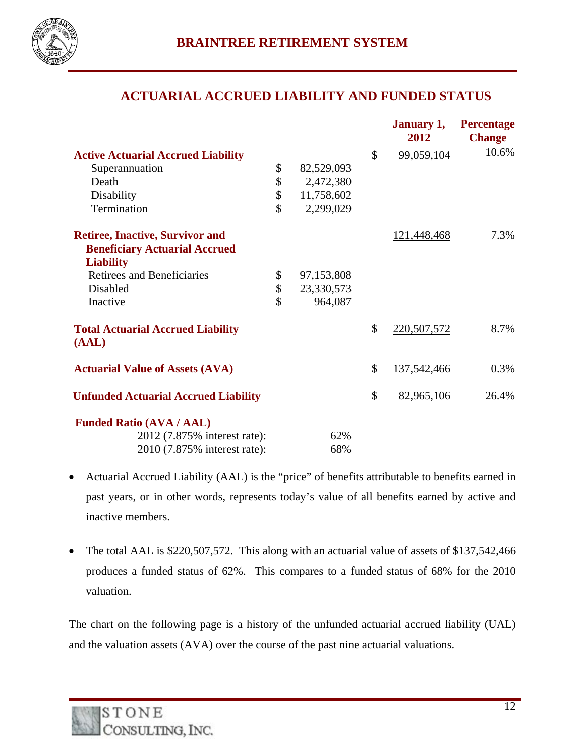## ACTUARIAL ACCRUED LIABILITY AND FUNDED STATUS

| | | | | January 1, 2012 | Percentage Change |
|---|---|---|---|---|---|
| **Active Actuarial Accrued Liability** | | | $ | 99,059,104 | 10.6% |
| Superannuation | $ | 82,529,093 | | | |
| Death | $ | 2,472,380 | | | |
| Disability | $ | 11,758,602 | | | |
| Termination | $ | 2,299,029 | | | |
| **Retiree, Inactive, Survivor and Beneficiary Actuarial Accrued Liability** | | | | 121,448,468 | 7.3% |
| Retirees and Beneficiaries | $ | 97,153,808 | | | |
| Disabled | $ | 23,330,573 | | | |
| Inactive | $ | 964,087 | | | |
| **Total Actuarial Accrued Liability (AAL)** | | | $ | 220,507,572 | 8.7% |
| **Actuarial Value of Assets (AVA)** | | | $ | 137,542,466 | 0.3% |
| **Unfunded Actuarial Accrued Liability** | | | $ | 82,965,106 | 26.4% |
| **Funded Ratio (AVA / AAL)** | | | | | |
| 2012 (7.875% interest rate): | | 62% | | | |
| 2010 (7.875% interest rate): | | 68% | | | |

- Actuarial Accrued Liability (AAL) is the "price" of benefits attributable to benefits earned in past years, or in other words, represents today's value of all benefits earned by active and inactive members.

- The total AAL is $220,507,572. This along with an actuarial value of assets of $137,542,466 produces a funded status of 62%. This compares to a funded status of 68% for the 2010 valuation.

The chart on the following page is a history of the unfunded actuarial accrued liability (UAL) and the valuation assets (AVA) over the course of the past nine actuarial valuations.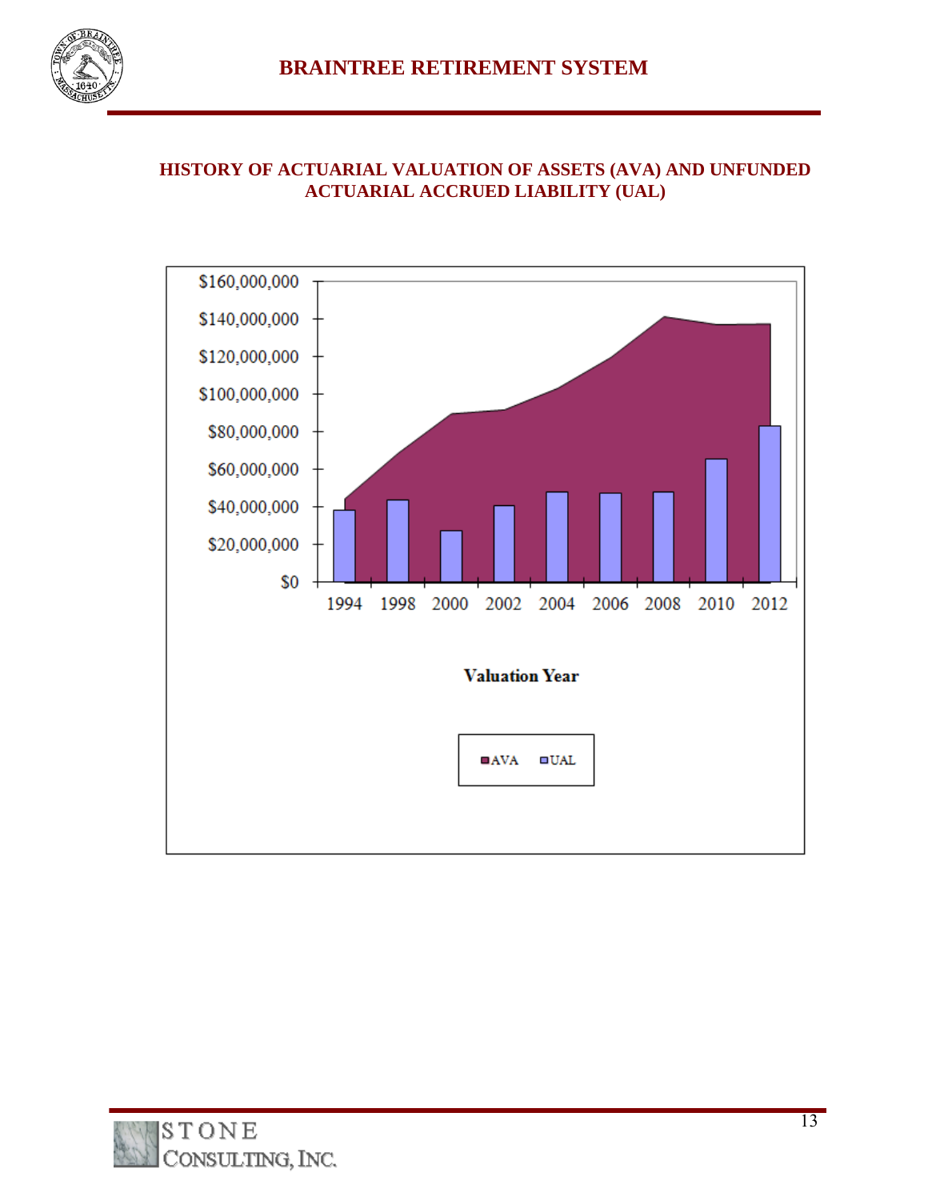## HISTORY OF ACTUARIAL VALUATION OF ASSETS (AVA) AND UNFUNDED ACTUARIAL ACCRUED LIABILITY (UAL)

$160,000,000
$140,000,000
$120,000,000
$100,000,000
$80,000,000
$60,000,000
$40,000,000
$20,000,000
$0

1994 1998 2000 2002 2004 2006 2008 2010 2012

**Valuation Year**

AVA UAL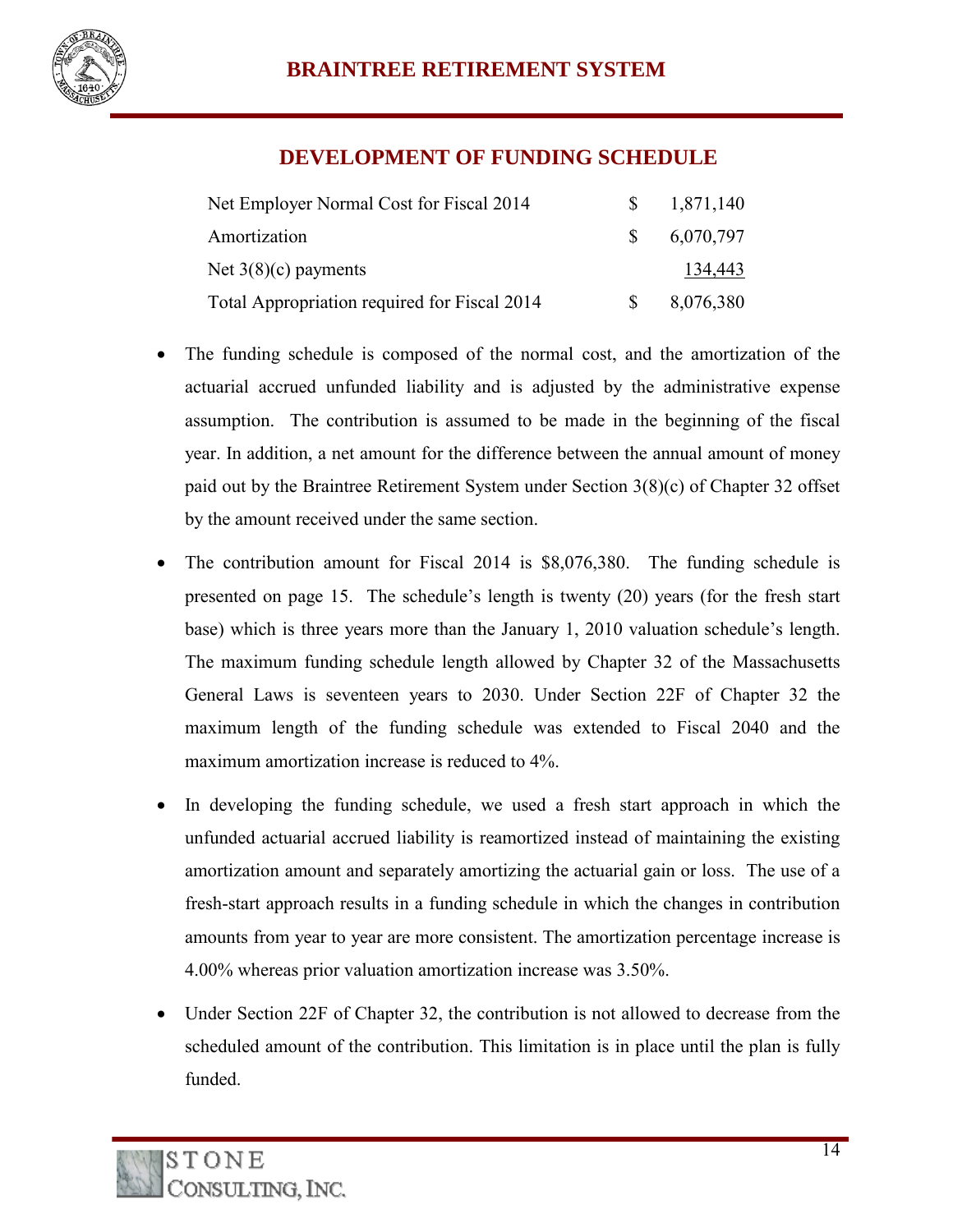## DEVELOPMENT OF FUNDING SCHEDULE

| | | |
|---|---|---|
| Net Employer Normal Cost for Fiscal 2014 | $ | 1,871,140 |
| Amortization | $ | 6,070,797 |
| Net 3(8)(c) payments | | 134,443 |
| Total Appropriation required for Fiscal 2014 | $ | 8,076,380 |

- The funding schedule is composed of the normal cost, and the amortization of the actuarial accrued unfunded liability and is adjusted by the administrative expense assumption. The contribution is assumed to be made in the beginning of the fiscal year. In addition, a net amount for the difference between the annual amount of money paid out by the Braintree Retirement System under Section 3(8)(c) of Chapter 32 offset by the amount received under the same section.

- The contribution amount for Fiscal 2014 is $8,076,380. The funding schedule is presented on page 15. The schedule's length is twenty (20) years (for the fresh start base) which is three years more than the January 1, 2010 valuation schedule's length. The maximum funding schedule length allowed by Chapter 32 of the Massachusetts General Laws is seventeen years to 2030. Under Section 22F of Chapter 32 the maximum length of the funding schedule was extended to Fiscal 2040 and the maximum amortization increase is reduced to 4%.

- In developing the funding schedule, we used a fresh start approach in which the unfunded actuarial accrued liability is reamortized instead of maintaining the existing amortization amount and separately amortizing the actuarial gain or loss. The use of a fresh-start approach results in a funding schedule in which the changes in contribution amounts from year to year are more consistent. The amortization percentage increase is 4.00% whereas prior valuation amortization increase was 3.50%.

- Under Section 22F of Chapter 32, the contribution is not allowed to decrease from the scheduled amount of the contribution. This limitation is in place until the plan is fully funded.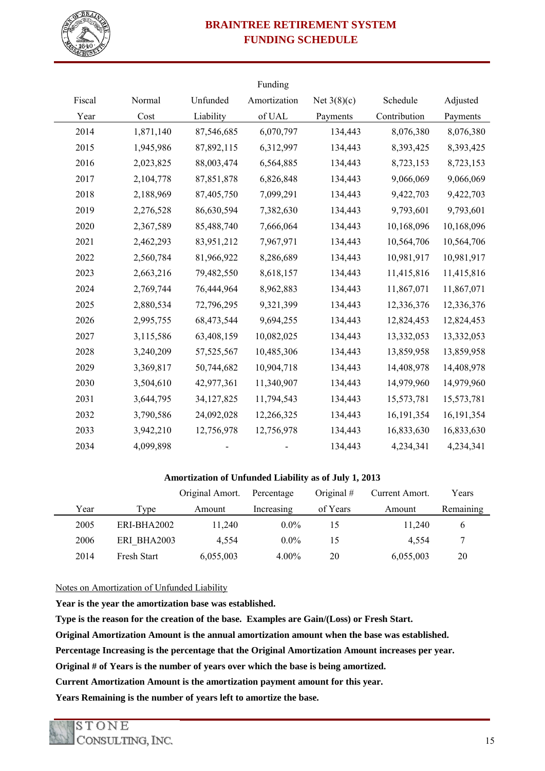# BRAINTREE RETIREMENT SYSTEM
# FUNDING SCHEDULE

| Fiscal Year | Normal Cost | Unfunded Liability | Funding Amortization of UAL | Net 3(8)(c) Payments | Schedule Contribution | Adjusted Payments |
|---|---|---|---|---|---|---|
| 2014 | 1,871,140 | 87,546,685 | 6,070,797 | 134,443 | 8,076,380 | 8,076,380 |
| 2015 | 1,945,986 | 87,892,115 | 6,312,997 | 134,443 | 8,393,425 | 8,393,425 |
| 2016 | 2,023,825 | 88,003,474 | 6,564,885 | 134,443 | 8,723,153 | 8,723,153 |
| 2017 | 2,104,778 | 87,851,878 | 6,826,848 | 134,443 | 9,066,069 | 9,066,069 |
| 2018 | 2,188,969 | 87,405,750 | 7,099,291 | 134,443 | 9,422,703 | 9,422,703 |
| 2019 | 2,276,528 | 86,630,594 | 7,382,630 | 134,443 | 9,793,601 | 9,793,601 |
| 2020 | 2,367,589 | 85,488,740 | 7,666,064 | 134,443 | 10,168,096 | 10,168,096 |
| 2021 | 2,462,293 | 83,951,212 | 7,967,971 | 134,443 | 10,564,706 | 10,564,706 |
| 2022 | 2,560,784 | 81,966,922 | 8,286,689 | 134,443 | 10,981,917 | 10,981,917 |
| 2023 | 2,663,216 | 79,482,550 | 8,618,157 | 134,443 | 11,415,816 | 11,415,816 |
| 2024 | 2,769,744 | 76,444,964 | 8,962,883 | 134,443 | 11,867,071 | 11,867,071 |
| 2025 | 2,880,534 | 72,796,295 | 9,321,399 | 134,443 | 12,336,376 | 12,336,376 |
| 2026 | 2,995,755 | 68,473,544 | 9,694,255 | 134,443 | 12,824,453 | 12,824,453 |
| 2027 | 3,115,586 | 63,408,159 | 10,082,025 | 134,443 | 13,332,053 | 13,332,053 |
| 2028 | 3,240,209 | 57,525,567 | 10,485,306 | 134,443 | 13,859,958 | 13,859,958 |
| 2029 | 3,369,817 | 50,744,682 | 10,904,718 | 134,443 | 14,408,978 | 14,408,978 |
| 2030 | 3,504,610 | 42,977,361 | 11,340,907 | 134,443 | 14,979,960 | 14,979,960 |
| 2031 | 3,644,795 | 34,127,825 | 11,794,543 | 134,443 | 15,573,781 | 15,573,781 |
| 2032 | 3,790,586 | 24,092,028 | 12,266,325 | 134,443 | 16,191,354 | 16,191,354 |
| 2033 | 3,942,210 | 12,756,978 | 12,756,978 | 134,443 | 16,833,630 | 16,833,630 |
| 2034 | 4,099,898 | - | - | 134,443 | 4,234,341 | 4,234,341 |

**Amortization of Unfunded Liability as of July 1, 2013**

| Year | Type | Original Amort. Amount | Percentage Increasing | Original # of Years | Current Amort. Amount | Years Remaining |
|---|---|---|---|---|---|---|
| 2005 | ERI-BHA2002 | 11,240 | 0.0% | 15 | 11,240 | 6 |
| 2006 | ERI_BHA2003 | 4,554 | 0.0% | 15 | 4,554 | 7 |
| 2014 | Fresh Start | 6,055,003 | 4.00% | 20 | 6,055,003 | 20 |

Notes on Amortization of Unfunded Liability

**Year is the year the amortization base was established.**

**Type is the reason for the creation of the base. Examples are Gain/(Loss) or Fresh Start.**

**Original Amortization Amount is the annual amortization amount when the base was established.**

**Percentage Increasing is the percentage that the Original Amortization Amount increases per year.**

**Original # of Years is the number of years over which the base is being amortized.**

**Current Amortization Amount is the amortization payment amount for this year.**

**Years Remaining is the number of years left to amortize the base.**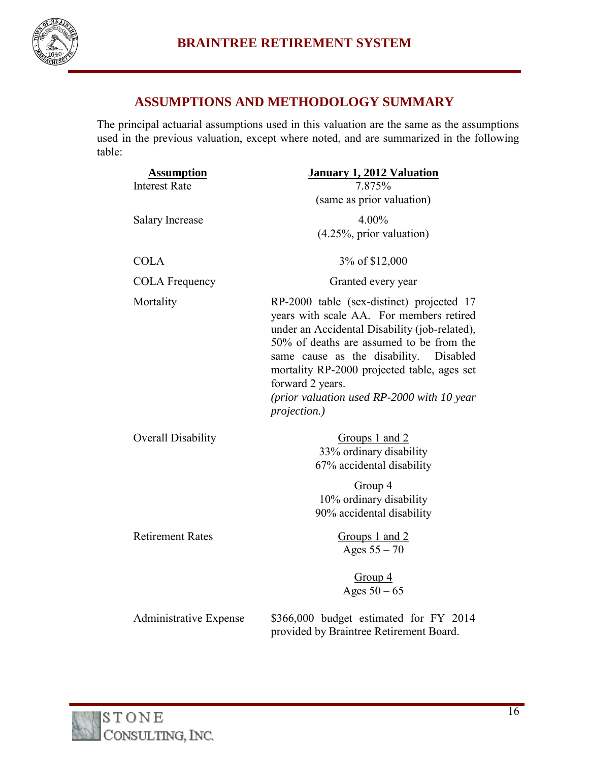## ASSUMPTIONS AND METHODOLOGY SUMMARY

The principal actuarial assumptions used in this valuation are the same as the assumptions used in the previous valuation, except where noted, and are summarized in the following table:

| Assumption | January 1, 2012 Valuation |
|---|---|
| Interest Rate | 7.875%<br>(same as prior valuation) |
| Salary Increase | 4.00%<br>(4.25%, prior valuation) |
| COLA | 3% of $12,000 |
| COLA Frequency | Granted every year |
| Mortality | RP-2000 table (sex-distinct) projected 17 years with scale AA. For members retired under an Accidental Disability (job-related), 50% of deaths are assumed to be from the same cause as the disability. Disabled mortality RP-2000 projected table, ages set forward 2 years.<br>*(prior valuation used RP-2000 with 10 year projection.)* |
| Overall Disability | Groups 1 and 2<br>33% ordinary disability<br>67% accidental disability<br><br>Group 4<br>10% ordinary disability<br>90% accidental disability |
| Retirement Rates | Groups 1 and 2<br>Ages 55 – 70<br><br>Group 4<br>Ages 50 – 65 |
| Administrative Expense | $366,000 budget estimated for FY 2014 provided by Braintree Retirement Board. |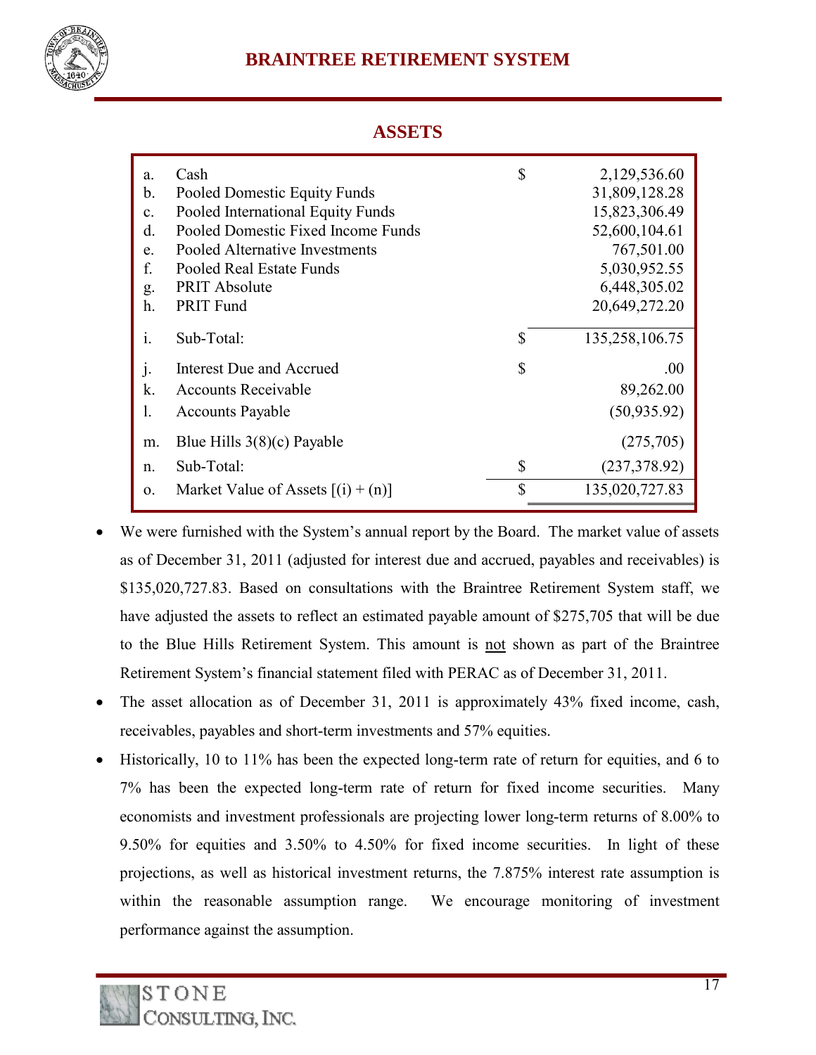## ASSETS

| | | | |
|---|---|---|---|
| a. | Cash | $ | 2,129,536.60 |
| b. | Pooled Domestic Equity Funds | | 31,809,128.28 |
| c. | Pooled International Equity Funds | | 15,823,306.49 |
| d. | Pooled Domestic Fixed Income Funds | | 52,600,104.61 |
| e. | Pooled Alternative Investments | | 767,501.00 |
| f. | Pooled Real Estate Funds | | 5,030,952.55 |
| g. | PRIT Absolute | | 6,448,305.02 |
| h. | PRIT Fund | | 20,649,272.20 |
| i. | Sub-Total: | $ | 135,258,106.75 |
| j. | Interest Due and Accrued | $ | .00 |
| k. | Accounts Receivable | | 89,262.00 |
| l. | Accounts Payable | | (50,935.92) |
| m. | Blue Hills 3(8)(c) Payable | | (275,705) |
| n. | Sub-Total: | $ | (237,378.92) |
| o. | Market Value of Assets [(i) + (n)] | $ | 135,020,727.83 |

- We were furnished with the System's annual report by the Board. The market value of assets as of December 31, 2011 (adjusted for interest due and accrued, payables and receivables) is $135,020,727.83. Based on consultations with the Braintree Retirement System staff, we have adjusted the assets to reflect an estimated payable amount of $275,705 that will be due to the Blue Hills Retirement System. This amount is not shown as part of the Braintree Retirement System's financial statement filed with PERAC as of December 31, 2011.
- The asset allocation as of December 31, 2011 is approximately 43% fixed income, cash, receivables, payables and short-term investments and 57% equities.
- Historically, 10 to 11% has been the expected long-term rate of return for equities, and 6 to 7% has been the expected long-term rate of return for fixed income securities. Many economists and investment professionals are projecting lower long-term returns of 8.00% to 9.50% for equities and 3.50% to 4.50% for fixed income securities. In light of these projections, as well as historical investment returns, the 7.875% interest rate assumption is within the reasonable assumption range. We encourage monitoring of investment performance against the assumption.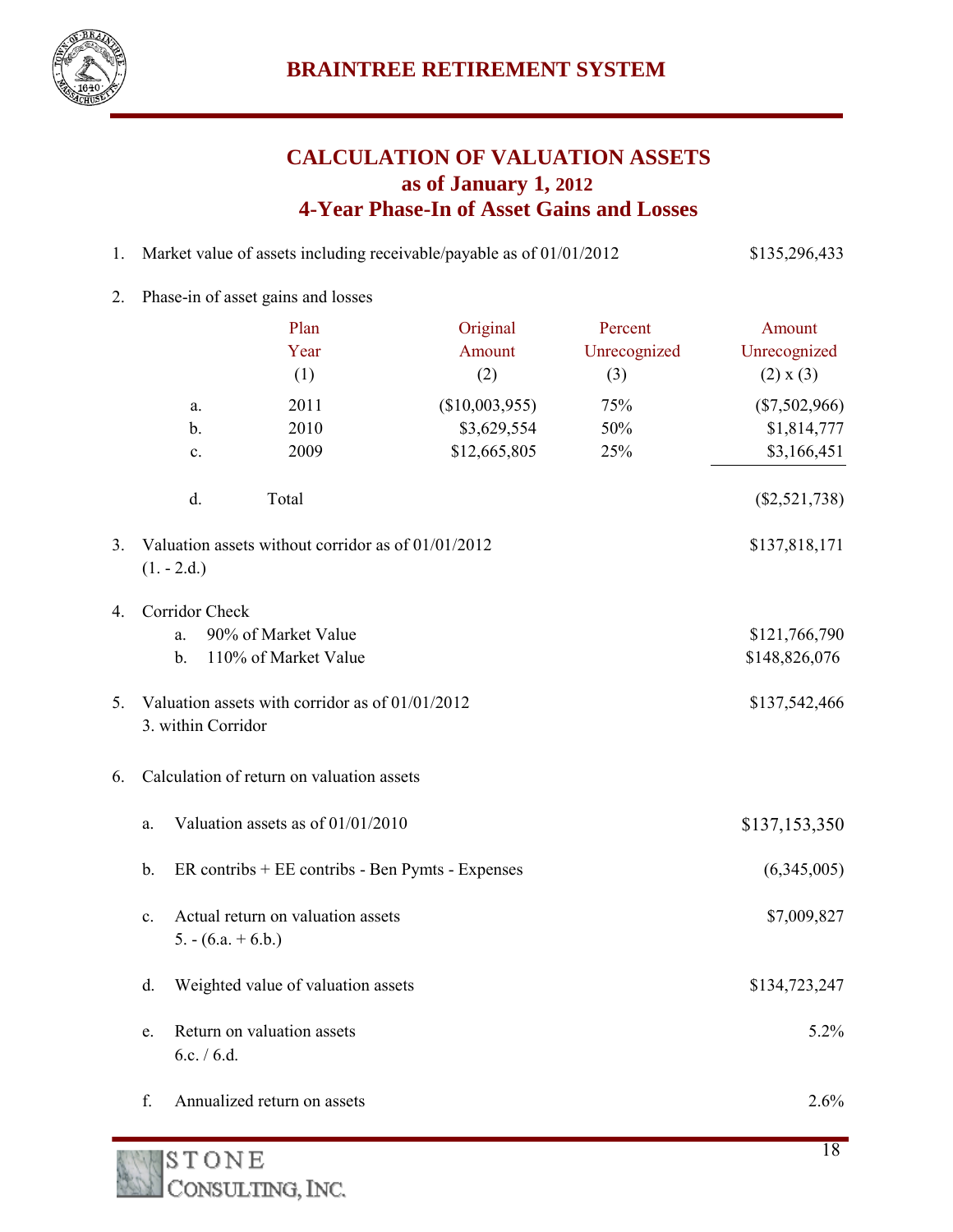# CALCULATION OF VALUATION ASSETS
## as of January 1, 2012
## 4-Year Phase-In of Asset Gains and Losses

1. Market value of assets including receivable/payable as of 01/01/2012 — $135,296,433

2. Phase-in of asset gains and losses

| | Plan Year (1) | Original Amount (2) | Percent Unrecognized (3) | Amount Unrecognized (2) x (3) |
|---|---|---|---|---|
| a. | 2011 | ($10,003,955) | 75% | ($7,502,966) |
| b. | 2010 | $3,629,554 | 50% | $1,814,777 |
| c. | 2009 | $12,665,805 | 25% | $3,166,451 |
| d. | Total | | | ($2,521,738) |

| | | |
|---|---|---|
| 3. | Valuation assets without corridor as of 01/01/2012 (1. - 2.d.) | $137,818,171 |
| 4. | Corridor Check | |
| | a. 90% of Market Value | $121,766,790 |
| | b. 110% of Market Value | $148,826,076 |
| 5. | Valuation assets with corridor as of 01/01/2012 3. within Corridor | $137,542,466 |
| 6. | Calculation of return on valuation assets | |
| | a. Valuation assets as of 01/01/2010 | $137,153,350 |
| | b. ER contribs + EE contribs - Ben Pymts - Expenses | (6,345,005) |
| | c. Actual return on valuation assets 5. - (6.a. + 6.b.) | $7,009,827 |
| | d. Weighted value of valuation assets | $134,723,247 |
| | e. Return on valuation assets 6.c. / 6.d. | 5.2% |
| | f. Annualized return on assets | 2.6% |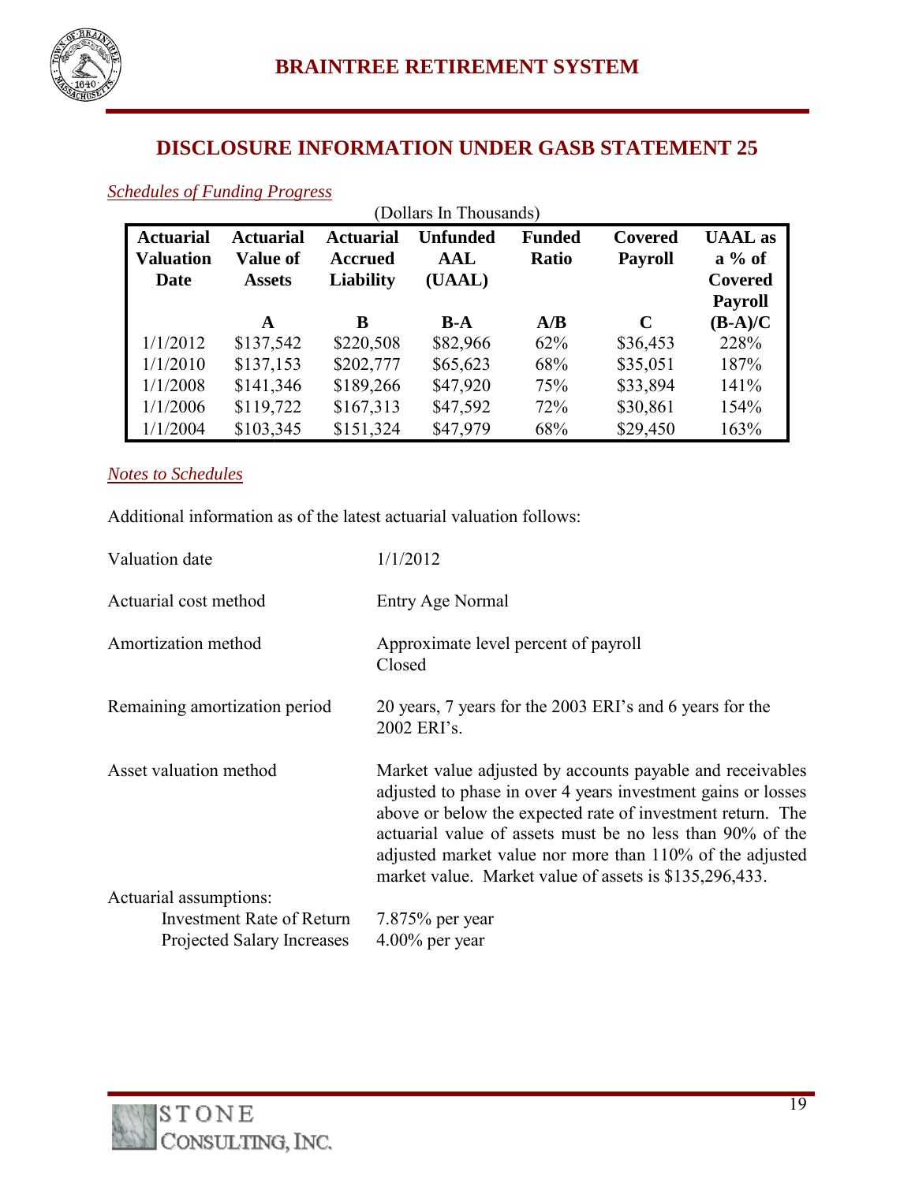## DISCLOSURE INFORMATION UNDER GASB STATEMENT 25

*Schedules of Funding Progress*

(Dollars In Thousands)

| Actuarial Valuation Date | Actuarial Value of Assets A | Actuarial Accrued Liability B | Unfunded AAL (UAAL) B-A | Funded Ratio A/B | Covered Payroll C | UAAL as a % of Covered Payroll (B-A)/C |
|---|---|---|---|---|---|---|
| 1/1/2012 | $137,542 | $220,508 | $82,966 | 62% | $36,453 | 228% |
| 1/1/2010 | $137,153 | $202,777 | $65,623 | 68% | $35,051 | 187% |
| 1/1/2008 | $141,346 | $189,266 | $47,920 | 75% | $33,894 | 141% |
| 1/1/2006 | $119,722 | $167,313 | $47,592 | 72% | $30,861 | 154% |
| 1/1/2004 | $103,345 | $151,324 | $47,979 | 68% | $29,450 | 163% |

*Notes to Schedules*

Additional information as of the latest actuarial valuation follows:

| | |
|---|---|
| Valuation date | 1/1/2012 |
| Actuarial cost method | Entry Age Normal |
| Amortization method | Approximate level percent of payroll<br>Closed |
| Remaining amortization period | 20 years, 7 years for the 2003 ERI's and 6 years for the 2002 ERI's. |
| Asset valuation method | Market value adjusted by accounts payable and receivables adjusted to phase in over 4 years investment gains or losses above or below the expected rate of investment return. The actuarial value of assets must be no less than 90% of the adjusted market value nor more than 110% of the adjusted market value. Market value of assets is $135,296,433. |
| Actuarial assumptions: | |
| Investment Rate of Return | 7.875% per year |
| Projected Salary Increases | 4.00% per year |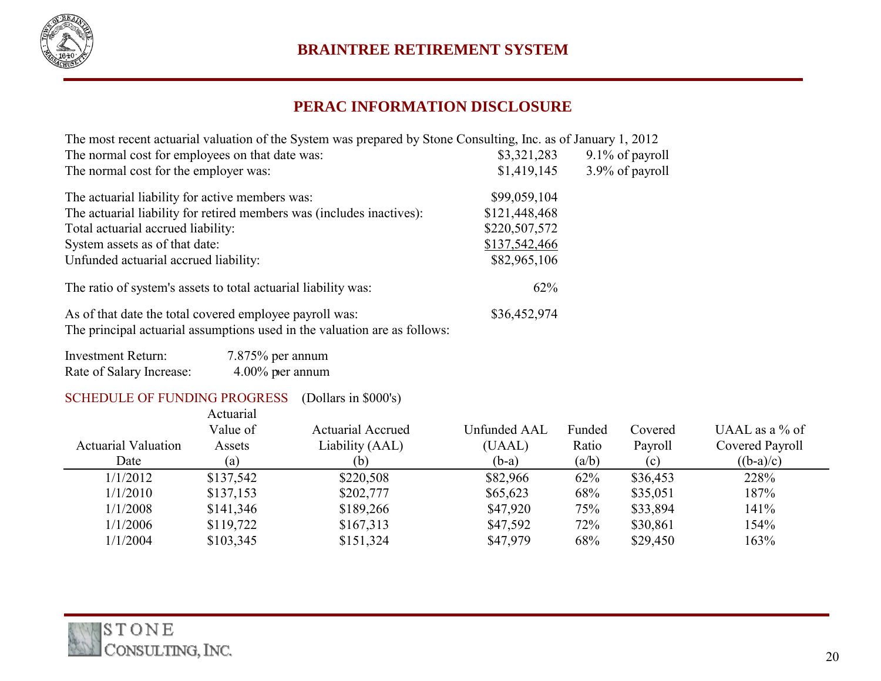# BRAINTREE RETIREMENT SYSTEM

## PERAC INFORMATION DISCLOSURE

The most recent actuarial valuation of the System was prepared by Stone Consulting, Inc. as of January 1, 2012

| | | |
|---|---|---|
| The normal cost for employees on that date was: | $3,321,283 | 9.1% of payroll |
| The normal cost for the employer was: | $1,419,145 | 3.9% of payroll |

| | |
|---|---|
| The actuarial liability for active members was: | $99,059,104 |
| The actuarial liability for retired members was (includes inactives): | $121,448,468 |
| Total actuarial accrued liability: | $220,507,572 |
| System assets as of that date: | $137,542,466 |
| Unfunded actuarial accrued liability: | $82,965,106 |

The ratio of system's assets to total actuarial liability was: 62%

As of that date the total covered employee payroll was: $36,452,974

The principal actuarial assumptions used in the valuation are as follows:

| | |
|---|---|
| Investment Return: | 7.875% per annum |
| Rate of Salary Increase: | 4.00% per annum |

SCHEDULE OF FUNDING PROGRESS (Dollars in $000's)

| Actuarial Valuation Date | Actuarial Value of Assets (a) | Actuarial Accrued Liability (AAL) (b) | Unfunded AAL (UAAL) (b-a) | Funded Ratio (a/b) | Covered Payroll (c) | UAAL as a % of Covered Payroll ((b-a)/c) |
|---|---|---|---|---|---|---|
| 1/1/2012 | $137,542 | $220,508 | $82,966 | 62% | $36,453 | 228% |
| 1/1/2010 | $137,153 | $202,777 | $65,623 | 68% | $35,051 | 187% |
| 1/1/2008 | $141,346 | $189,266 | $47,920 | 75% | $33,894 | 141% |
| 1/1/2006 | $119,722 | $167,313 | $47,592 | 72% | $30,861 | 154% |
| 1/1/2004 | $103,345 | $151,324 | $47,979 | 68% | $29,450 | 163% |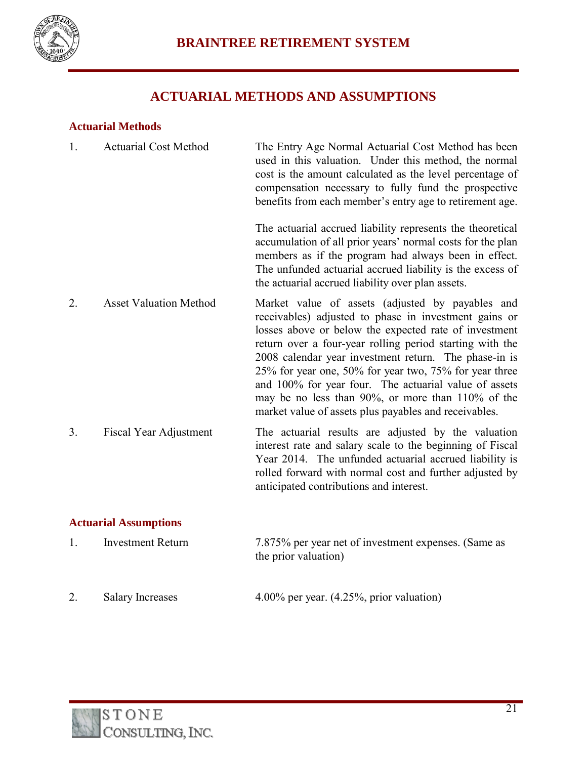# ACTUARIAL METHODS AND ASSUMPTIONS

## Actuarial Methods

1. **Actuarial Cost Method**

   The Entry Age Normal Actuarial Cost Method has been used in this valuation. Under this method, the normal cost is the amount calculated as the level percentage of compensation necessary to fully fund the prospective benefits from each member's entry age to retirement age.

   The actuarial accrued liability represents the theoretical accumulation of all prior years' normal costs for the plan members as if the program had always been in effect. The unfunded actuarial accrued liability is the excess of the actuarial accrued liability over plan assets.

2. **Asset Valuation Method**

   Market value of assets (adjusted by payables and receivables) adjusted to phase in investment gains or losses above or below the expected rate of investment return over a four-year rolling period starting with the 2008 calendar year investment return. The phase-in is 25% for year one, 50% for year two, 75% for year three and 100% for year four. The actuarial value of assets may be no less than 90%, or more than 110% of the market value of assets plus payables and receivables.

3. **Fiscal Year Adjustment**

   The actuarial results are adjusted by the valuation interest rate and salary scale to the beginning of Fiscal Year 2014. The unfunded actuarial accrued liability is rolled forward with normal cost and further adjusted by anticipated contributions and interest.

## Actuarial Assumptions

1. **Investment Return**

   7.875% per year net of investment expenses. (Same as the prior valuation)

2. **Salary Increases**

   4.00% per year. (4.25%, prior valuation)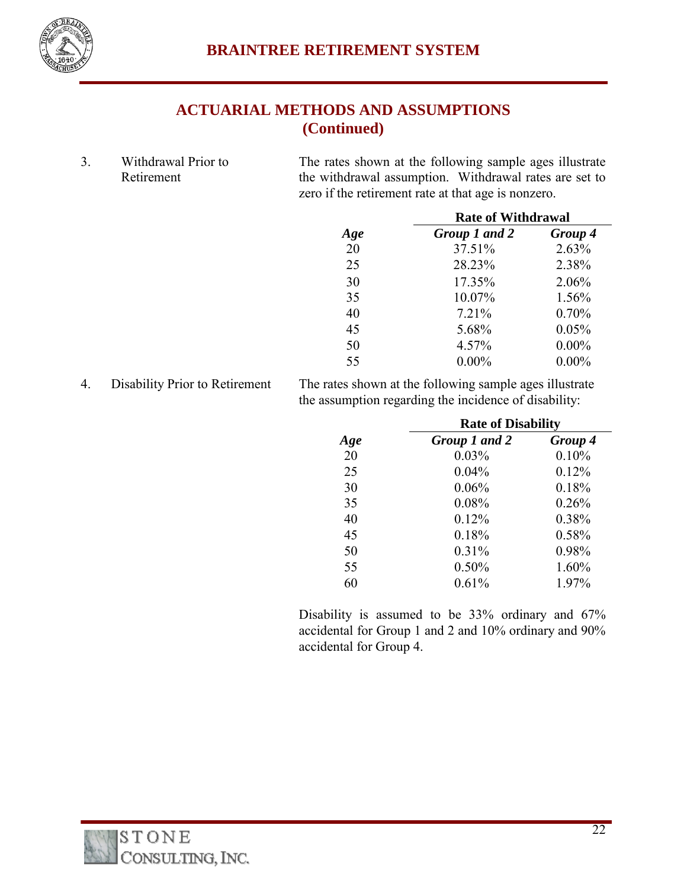## ACTUARIAL METHODS AND ASSUMPTIONS (Continued)

3. Withdrawal Prior to Retirement

The rates shown at the following sample ages illustrate the withdrawal assumption. Withdrawal rates are set to zero if the retirement rate at that age is nonzero.

| | **Rate of Withdrawal** | |
|---|---|---|
| ***Age*** | ***Group 1 and 2*** | ***Group 4*** |
| 20 | 37.51% | 2.63% |
| 25 | 28.23% | 2.38% |
| 30 | 17.35% | 2.06% |
| 35 | 10.07% | 1.56% |
| 40 | 7.21% | 0.70% |
| 45 | 5.68% | 0.05% |
| 50 | 4.57% | 0.00% |
| 55 | 0.00% | 0.00% |

4. Disability Prior to Retirement

The rates shown at the following sample ages illustrate the assumption regarding the incidence of disability:

| | **Rate of Disability** | |
|---|---|---|
| ***Age*** | ***Group 1 and 2*** | ***Group 4*** |
| 20 | 0.03% | 0.10% |
| 25 | 0.04% | 0.12% |
| 30 | 0.06% | 0.18% |
| 35 | 0.08% | 0.26% |
| 40 | 0.12% | 0.38% |
| 45 | 0.18% | 0.58% |
| 50 | 0.31% | 0.98% |
| 55 | 0.50% | 1.60% |
| 60 | 0.61% | 1.97% |

Disability is assumed to be 33% ordinary and 67% accidental for Group 1 and 2 and 10% ordinary and 90% accidental for Group 4.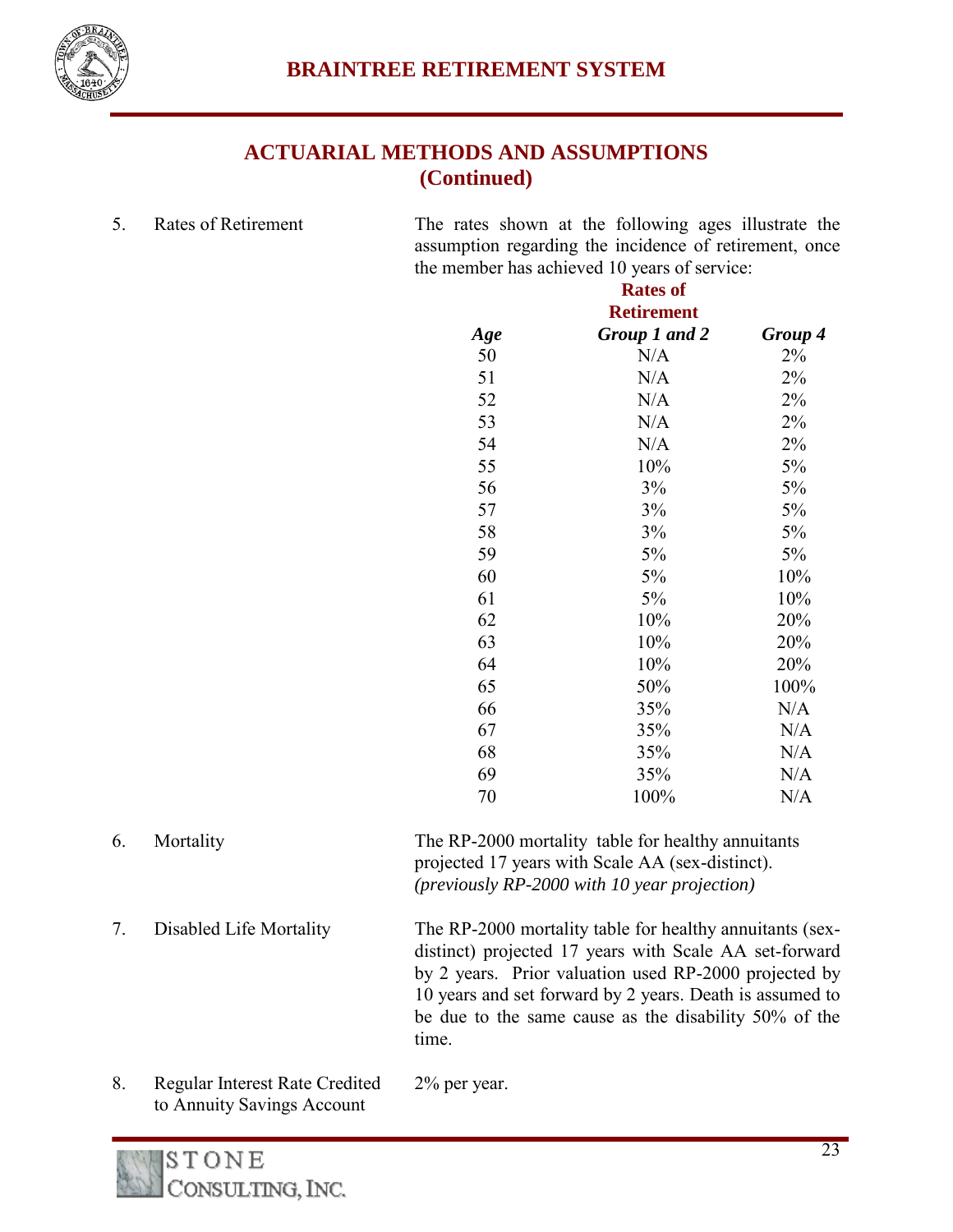## ACTUARIAL METHODS AND ASSUMPTIONS (Continued)

5. Rates of Retirement

The rates shown at the following ages illustrate the assumption regarding the incidence of retirement, once the member has achieved 10 years of service:

| | Rates of Retirement | |
|---|---|---|
| ***Age*** | ***Group 1 and 2*** | ***Group 4*** |
| 50 | N/A | 2% |
| 51 | N/A | 2% |
| 52 | N/A | 2% |
| 53 | N/A | 2% |
| 54 | N/A | 2% |
| 55 | 10% | 5% |
| 56 | 3% | 5% |
| 57 | 3% | 5% |
| 58 | 3% | 5% |
| 59 | 5% | 5% |
| 60 | 5% | 10% |
| 61 | 5% | 10% |
| 62 | 10% | 20% |
| 63 | 10% | 20% |
| 64 | 10% | 20% |
| 65 | 50% | 100% |
| 66 | 35% | N/A |
| 67 | 35% | N/A |
| 68 | 35% | N/A |
| 69 | 35% | N/A |
| 70 | 100% | N/A |

6. Mortality

The RP-2000 mortality table for healthy annuitants projected 17 years with Scale AA (sex-distinct). *(previously RP-2000 with 10 year projection)*

7. Disabled Life Mortality

The RP-2000 mortality table for healthy annuitants (sex-distinct) projected 17 years with Scale AA set-forward by 2 years. Prior valuation used RP-2000 projected by 10 years and set forward by 2 years. Death is assumed to be due to the same cause as the disability 50% of the time.

8. Regular Interest Rate Credited to Annuity Savings Account

2% per year.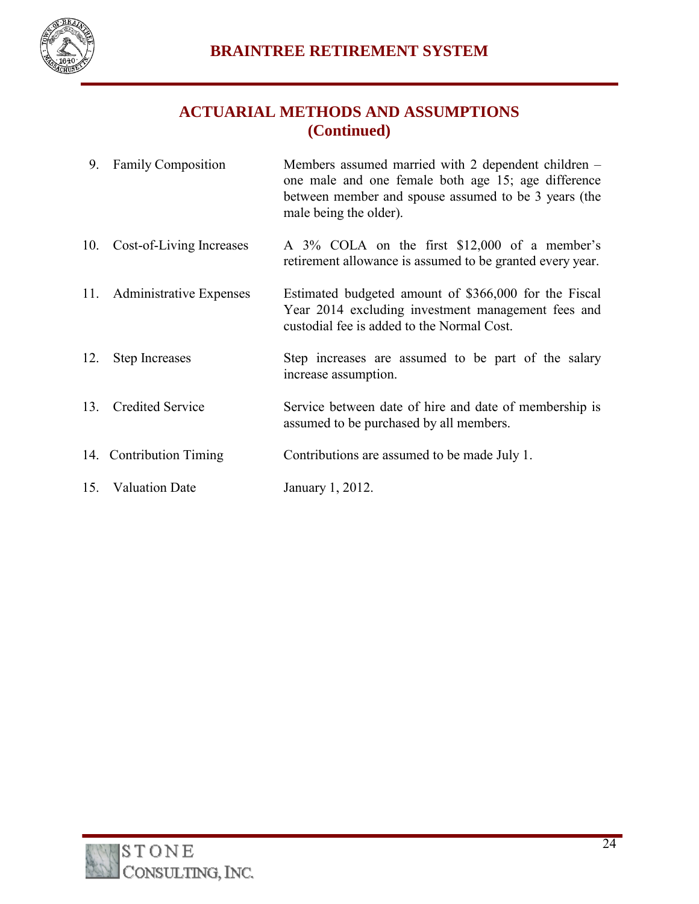# ACTUARIAL METHODS AND ASSUMPTIONS (Continued)

| | |
|---|---|
| 9. Family Composition | Members assumed married with 2 dependent children – one male and one female both age 15; age difference between member and spouse assumed to be 3 years (the male being the older). |
| 10. Cost-of-Living Increases | A 3% COLA on the first $12,000 of a member's retirement allowance is assumed to be granted every year. |
| 11. Administrative Expenses | Estimated budgeted amount of $366,000 for the Fiscal Year 2014 excluding investment management fees and custodial fee is added to the Normal Cost. |
| 12. Step Increases | Step increases are assumed to be part of the salary increase assumption. |
| 13. Credited Service | Service between date of hire and date of membership is assumed to be purchased by all members. |
| 14. Contribution Timing | Contributions are assumed to be made July 1. |
| 15. Valuation Date | January 1, 2012. |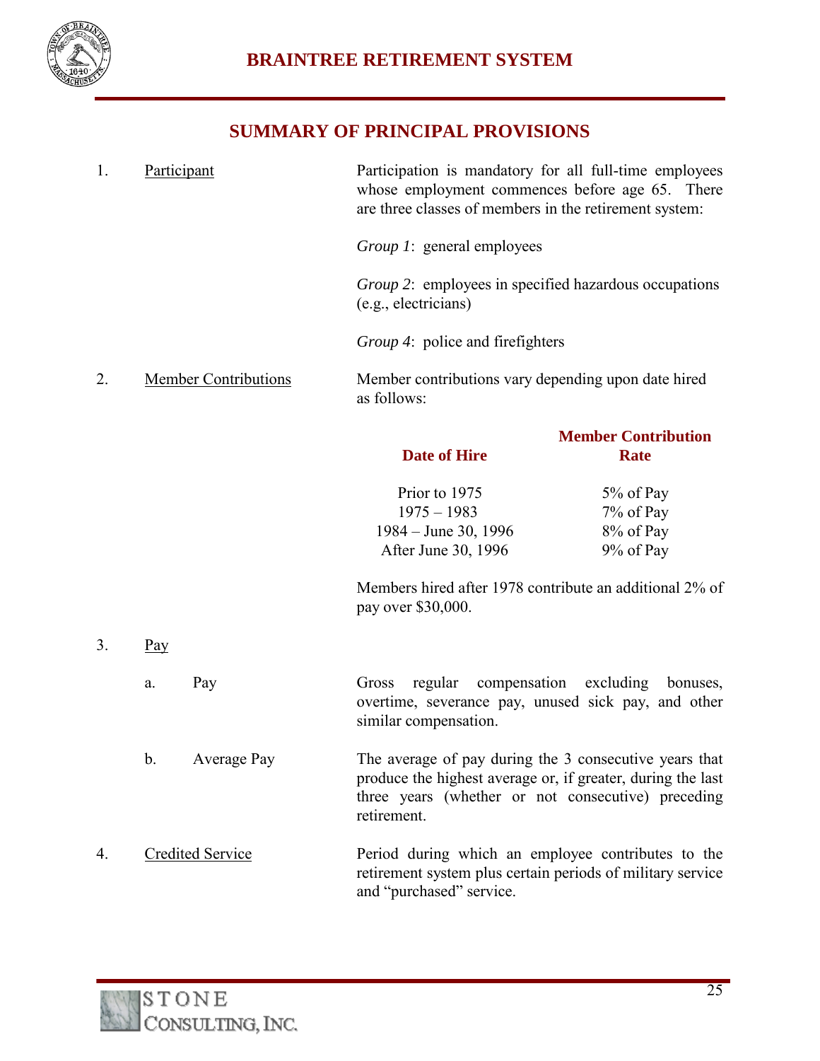## SUMMARY OF PRINCIPAL PROVISIONS

1. Participant

   Participation is mandatory for all full-time employees whose employment commences before age 65. There are three classes of members in the retirement system:

   *Group 1*: general employees

   *Group 2*: employees in specified hazardous occupations (e.g., electricians)

   *Group 4*: police and firefighters

2. Member Contributions

   Member contributions vary depending upon date hired as follows:

   | Date of Hire | Member Contribution Rate |
   |---|---|
   | Prior to 1975 | 5% of Pay |
   | 1975 – 1983 | 7% of Pay |
   | 1984 – June 30, 1996 | 8% of Pay |
   | After June 30, 1996 | 9% of Pay |

   Members hired after 1978 contribute an additional 2% of pay over $30,000.

3. Pay

   a. Pay

   Gross regular compensation excluding bonuses, overtime, severance pay, unused sick pay, and other similar compensation.

   b. Average Pay

   The average of pay during the 3 consecutive years that produce the highest average or, if greater, during the last three years (whether or not consecutive) preceding retirement.

4. Credited Service

   Period during which an employee contributes to the retirement system plus certain periods of military service and "purchased" service.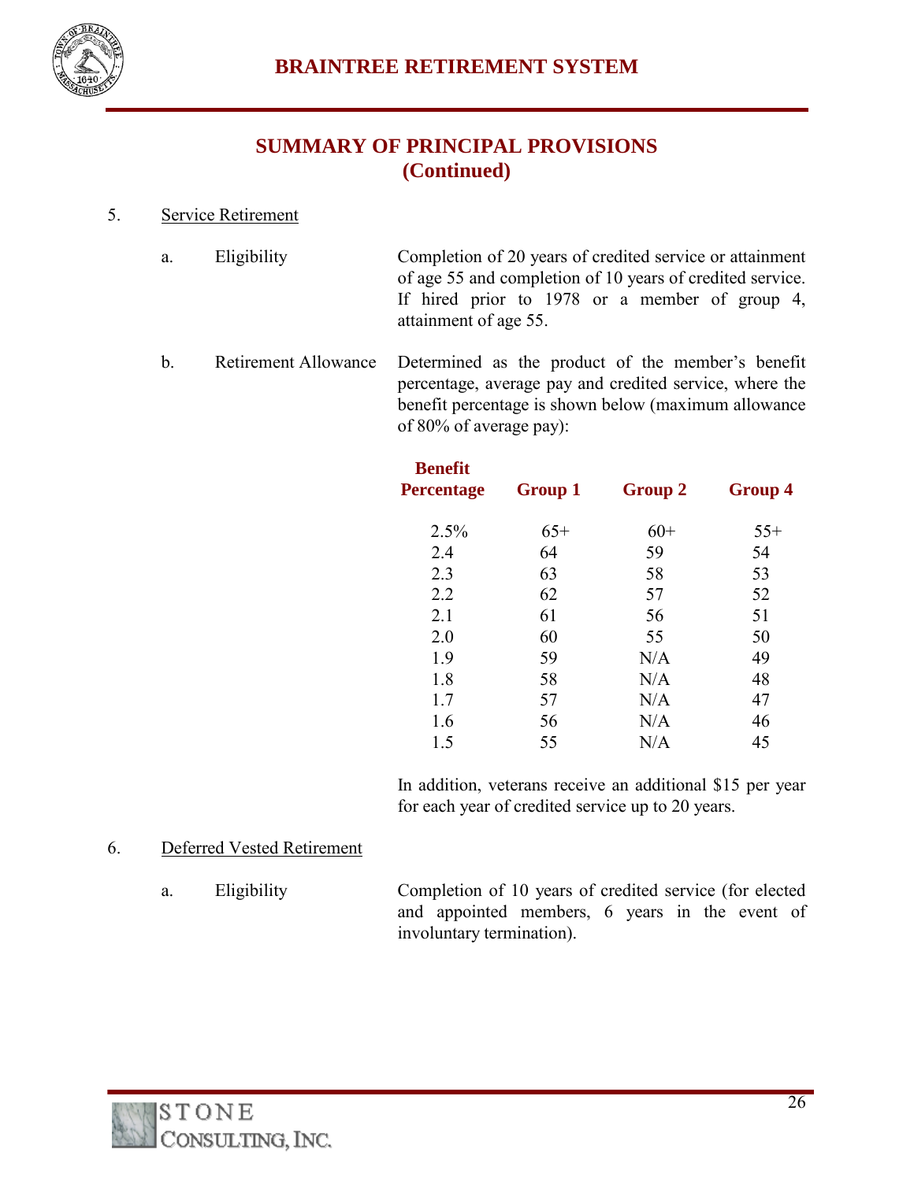## SUMMARY OF PRINCIPAL PROVISIONS (Continued)

5. Service Retirement

a. Eligibility

Completion of 20 years of credited service or attainment of age 55 and completion of 10 years of credited service. If hired prior to 1978 or a member of group 4, attainment of age 55.

b. Retirement Allowance

Determined as the product of the member's benefit percentage, average pay and credited service, where the benefit percentage is shown below (maximum allowance of 80% of average pay):

| Benefit Percentage | Group 1 | Group 2 | Group 4 |
|---|---|---|---|
| 2.5% | 65+ | 60+ | 55+ |
| 2.4 | 64 | 59 | 54 |
| 2.3 | 63 | 58 | 53 |
| 2.2 | 62 | 57 | 52 |
| 2.1 | 61 | 56 | 51 |
| 2.0 | 60 | 55 | 50 |
| 1.9 | 59 | N/A | 49 |
| 1.8 | 58 | N/A | 48 |
| 1.7 | 57 | N/A | 47 |
| 1.6 | 56 | N/A | 46 |
| 1.5 | 55 | N/A | 45 |

In addition, veterans receive an additional $15 per year for each year of credited service up to 20 years.

6. Deferred Vested Retirement

a. Eligibility

Completion of 10 years of credited service (for elected and appointed members, 6 years in the event of involuntary termination).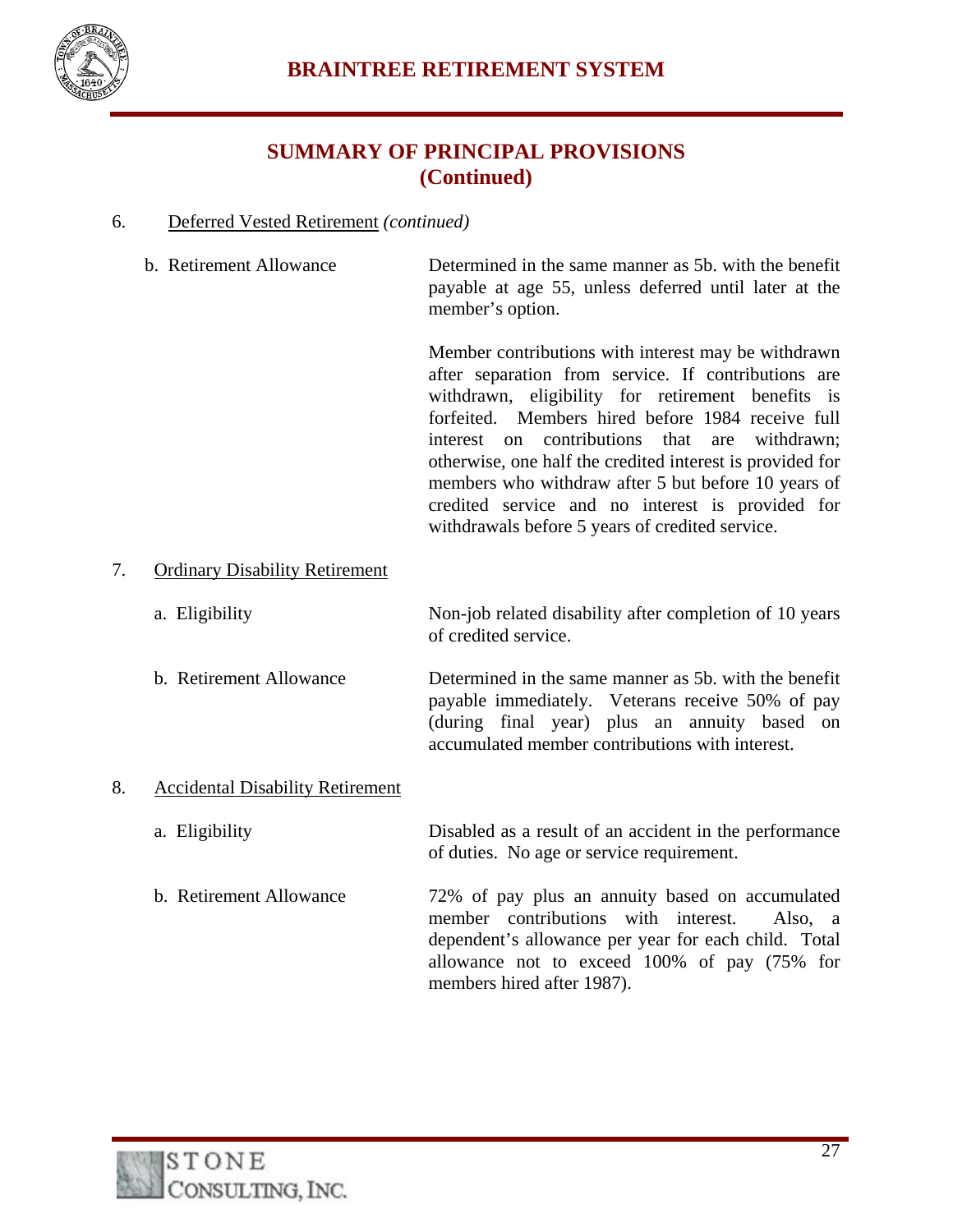## SUMMARY OF PRINCIPAL PROVISIONS (Continued)

6. Deferred Vested Retirement *(continued)*

b. Retirement Allowance

Determined in the same manner as 5b. with the benefit payable at age 55, unless deferred until later at the member's option.

Member contributions with interest may be withdrawn after separation from service. If contributions are withdrawn, eligibility for retirement benefits is forfeited. Members hired before 1984 receive full interest on contributions that are withdrawn; otherwise, one half the credited interest is provided for members who withdraw after 5 but before 10 years of credited service and no interest is provided for withdrawals before 5 years of credited service.

7. Ordinary Disability Retirement

a. Eligibility

Non-job related disability after completion of 10 years of credited service.

b. Retirement Allowance

Determined in the same manner as 5b. with the benefit payable immediately. Veterans receive 50% of pay (during final year) plus an annuity based on accumulated member contributions with interest.

8. Accidental Disability Retirement

a. Eligibility

Disabled as a result of an accident in the performance of duties. No age or service requirement.

b. Retirement Allowance

72% of pay plus an annuity based on accumulated member contributions with interest. Also, a dependent's allowance per year for each child. Total allowance not to exceed 100% of pay (75% for members hired after 1987).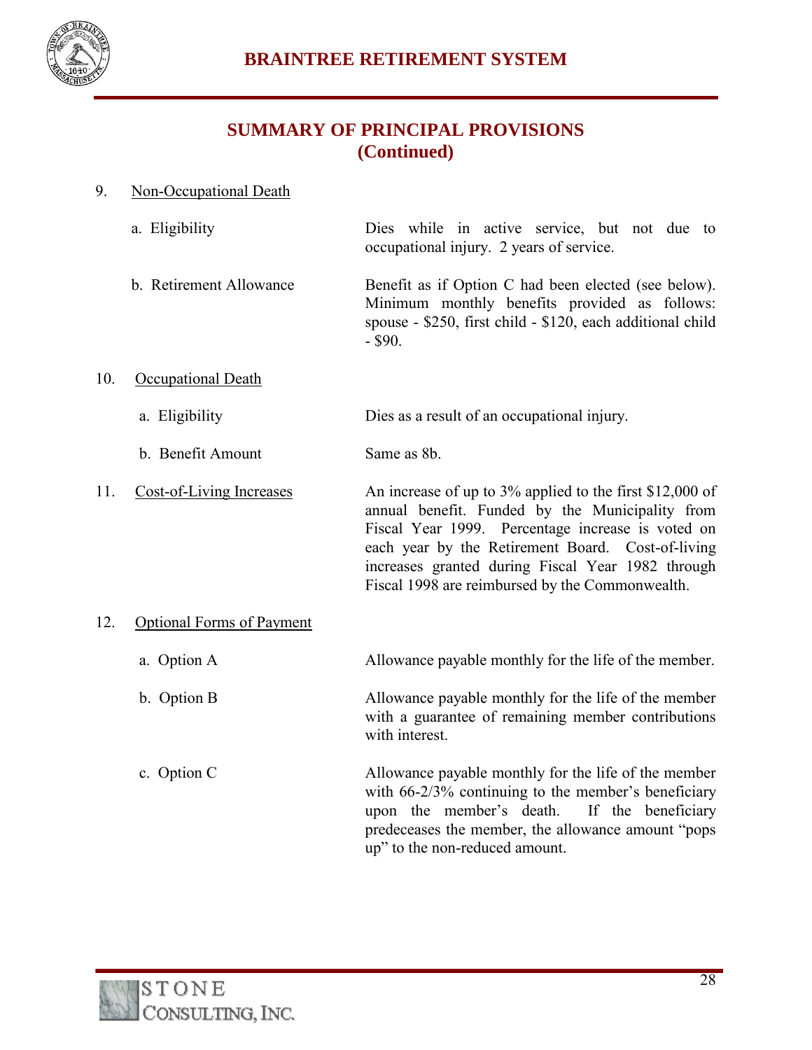## SUMMARY OF PRINCIPAL PROVISIONS
## (Continued)

9. Non-Occupational Death

   a. Eligibility — Dies while in active service, but not due to occupational injury. 2 years of service.

   b. Retirement Allowance — Benefit as if Option C had been elected (see below). Minimum monthly benefits provided as follows: spouse - $250, first child - $120, each additional child - $90.

10. Occupational Death

   a. Eligibility — Dies as a result of an occupational injury.

   b. Benefit Amount — Same as 8b.

11. Cost-of-Living Increases — An increase of up to 3% applied to the first $12,000 of annual benefit. Funded by the Municipality from Fiscal Year 1999. Percentage increase is voted on each year by the Retirement Board. Cost-of-living increases granted during Fiscal Year 1982 through Fiscal 1998 are reimbursed by the Commonwealth.

12. Optional Forms of Payment

   a. Option A — Allowance payable monthly for the life of the member.

   b. Option B — Allowance payable monthly for the life of the member with a guarantee of remaining member contributions with interest.

   c. Option C — Allowance payable monthly for the life of the member with 66-2/3% continuing to the member's beneficiary upon the member's death. If the beneficiary predeceases the member, the allowance amount "pops up" to the non-reduced amount.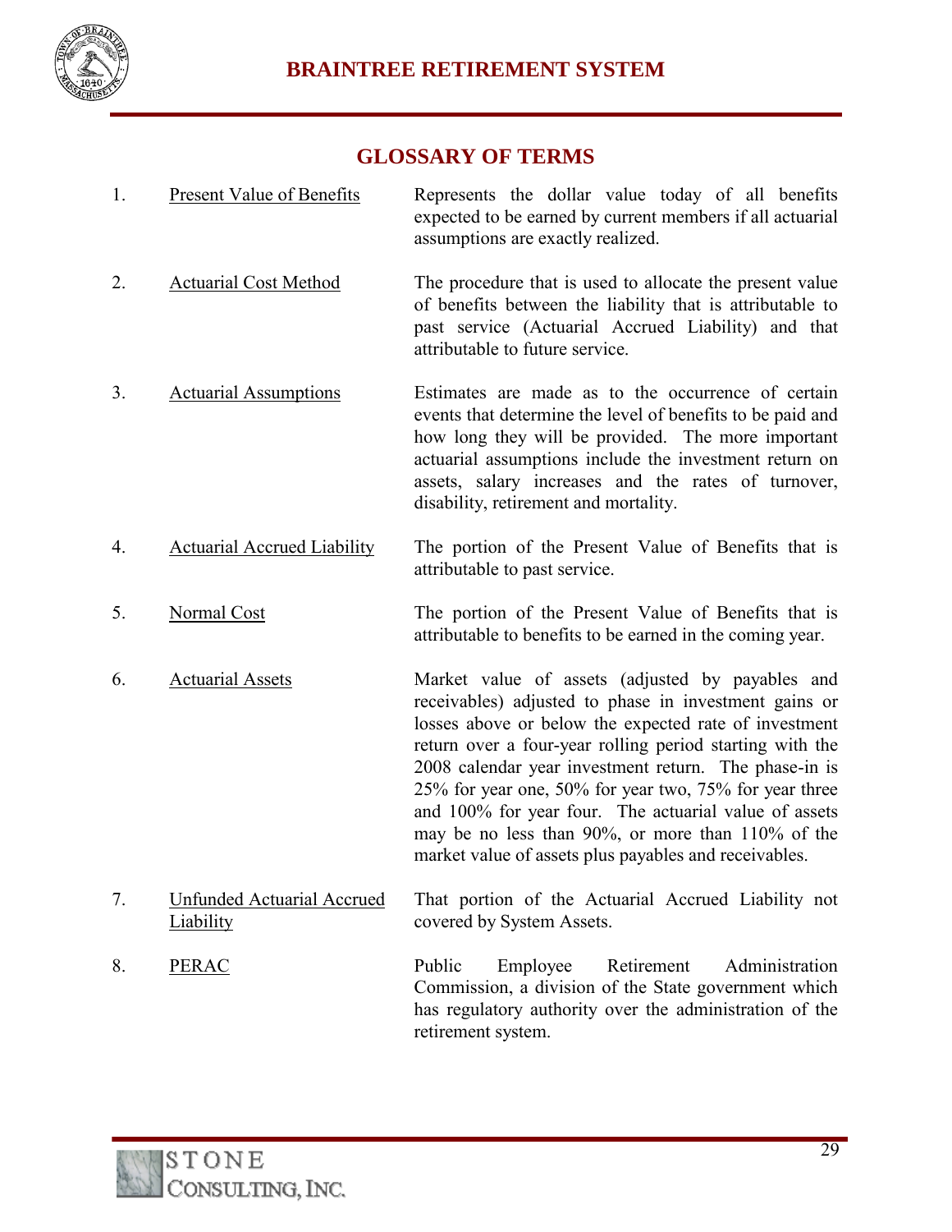# GLOSSARY OF TERMS

1. **Present Value of Benefits** — Represents the dollar value today of all benefits expected to be earned by current members if all actuarial assumptions are exactly realized.

2. **Actuarial Cost Method** — The procedure that is used to allocate the present value of benefits between the liability that is attributable to past service (Actuarial Accrued Liability) and that attributable to future service.

3. **Actuarial Assumptions** — Estimates are made as to the occurrence of certain events that determine the level of benefits to be paid and how long they will be provided. The more important actuarial assumptions include the investment return on assets, salary increases and the rates of turnover, disability, retirement and mortality.

4. **Actuarial Accrued Liability** — The portion of the Present Value of Benefits that is attributable to past service.

5. **Normal Cost** — The portion of the Present Value of Benefits that is attributable to benefits to be earned in the coming year.

6. **Actuarial Assets** — Market value of assets (adjusted by payables and receivables) adjusted to phase in investment gains or losses above or below the expected rate of investment return over a four-year rolling period starting with the 2008 calendar year investment return. The phase-in is 25% for year one, 50% for year two, 75% for year three and 100% for year four. The actuarial value of assets may be no less than 90%, or more than 110% of the market value of assets plus payables and receivables.

7. **Unfunded Actuarial Accrued Liability** — That portion of the Actuarial Accrued Liability not covered by System Assets.

8. **PERAC** — Public Employee Retirement Administration Commission, a division of the State government which has regulatory authority over the administration of the retirement system.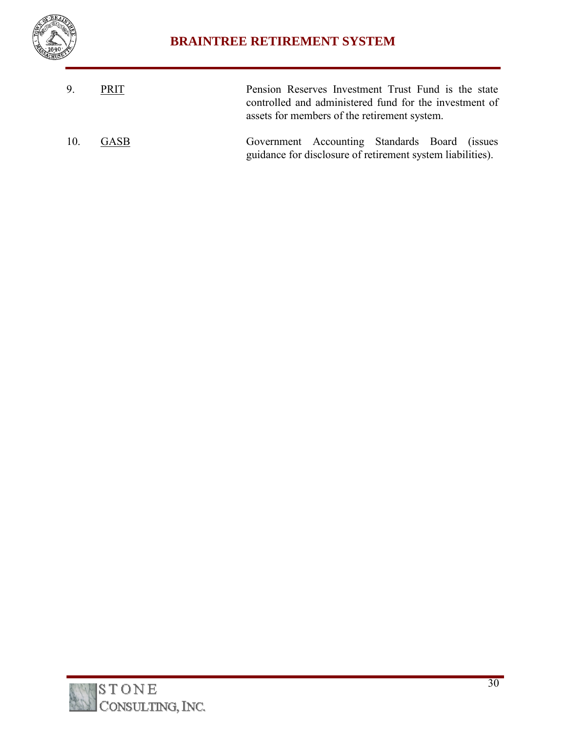9. PRIT — Pension Reserves Investment Trust Fund is the state controlled and administered fund for the investment of assets for members of the retirement system.

10. GASB — Government Accounting Standards Board (issues guidance for disclosure of retirement system liabilities).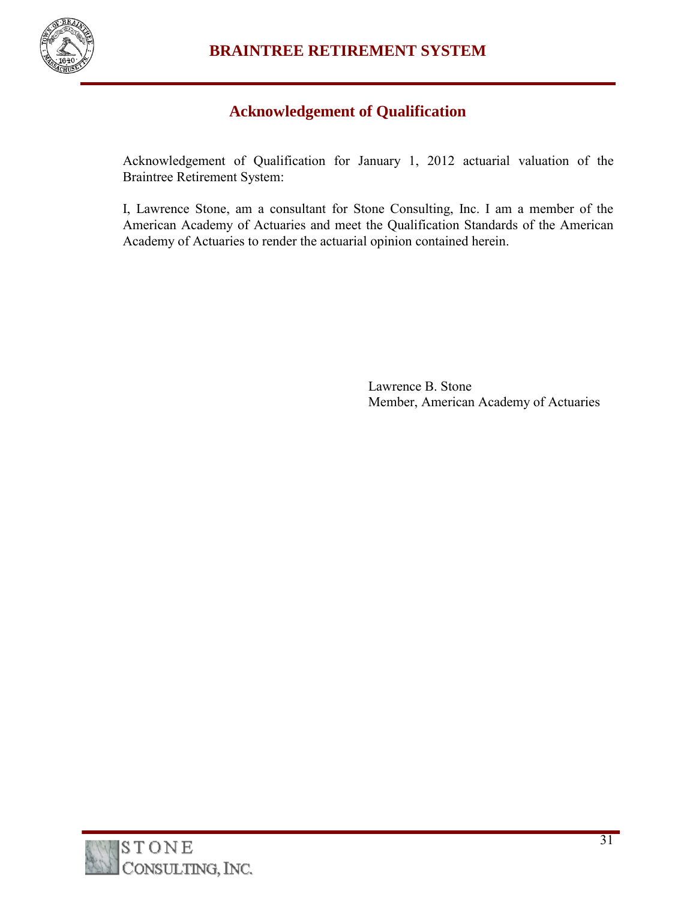## Acknowledgement of Qualification

Acknowledgement of Qualification for January 1, 2012 actuarial valuation of the Braintree Retirement System:

I, Lawrence Stone, am a consultant for Stone Consulting, Inc. I am a member of the American Academy of Actuaries and meet the Qualification Standards of the American Academy of Actuaries to render the actuarial opinion contained herein.

Lawrence B. Stone
Member, American Academy of Actuaries